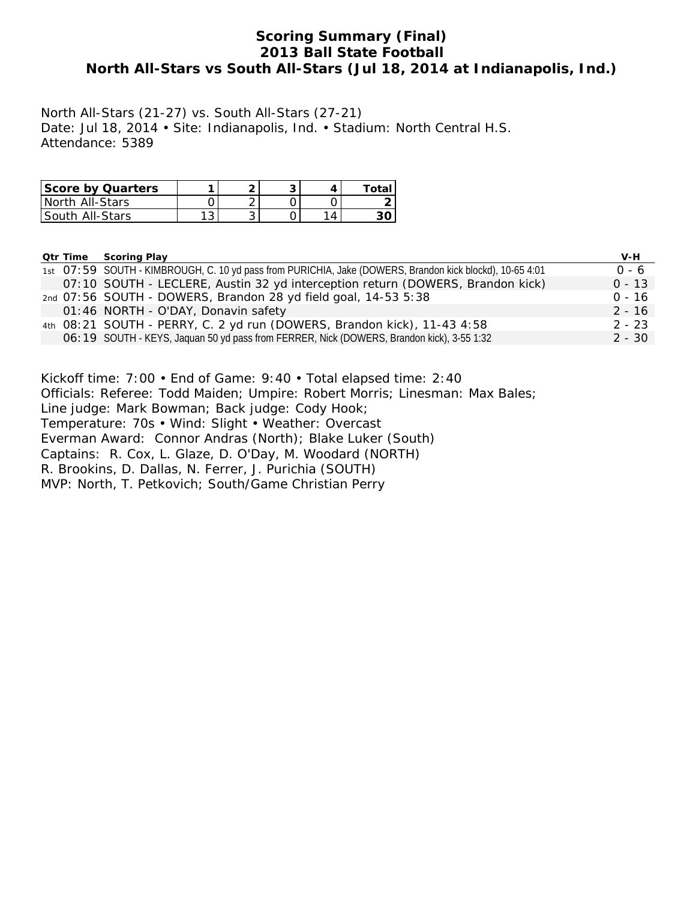# Scoring Summary (Final)
## 2013 Ball State Football
## North All-Stars vs South All-Stars (Jul 18, 2014 at Indianapolis, Ind.)

North All-Stars (21-27) vs. South All-Stars (27-21)
Date: Jul 18, 2014 • Site: Indianapolis, Ind. • Stadium: North Central H.S.
Attendance: 5389

| Score by Quarters | 1 | 2 | 3 | 4 | Total |
|---|---|---|---|---|---|
| North All-Stars | 0 | 2 | 0 | 0 | **2** |
| South All-Stars | 13 | 3 | 0 | 14 | **30** |

| Qtr | Time | Scoring Play | V-H |
|---|---|---|---|
| 1st | 07:59 | SOUTH - KIMBROUGH, C. 10 yd pass from PURICHIA, Jake (DOWERS, Brandon kick blockd), 10-65 4:01 | 0 - 6 |
| | 07:10 | SOUTH - LECLERE, Austin 32 yd interception return (DOWERS, Brandon kick) | 0 - 13 |
| 2nd | 07:56 | SOUTH - DOWERS, Brandon 28 yd field goal, 14-53 5:38 | 0 - 16 |
| | 01:46 | NORTH - O'DAY, Donavin safety | 2 - 16 |
| 4th | 08:21 | SOUTH - PERRY, C. 2 yd run (DOWERS, Brandon kick), 11-43 4:58 | 2 - 23 |
| | 06:19 | SOUTH - KEYS, Jaquan 50 yd pass from FERRER, Nick (DOWERS, Brandon kick), 3-55 1:32 | 2 - 30 |

Kickoff time: 7:00 • End of Game: 9:40 • Total elapsed time: 2:40
Officials: Referee: Todd Maiden; Umpire: Robert Morris; Linesman: Max Bales;
Line judge: Mark Bowman; Back judge: Cody Hook;
Temperature: 70s • Wind: Slight • Weather: Overcast
Everman Award: Connor Andras (North); Blake Luker (South)
Captains: R. Cox, L. Glaze, D. O'Day, M. Woodard (NORTH)
R. Brookins, D. Dallas, N. Ferrer, J. Purichia (SOUTH)
MVP: North, T. Petkovich; South/Game Christian Perry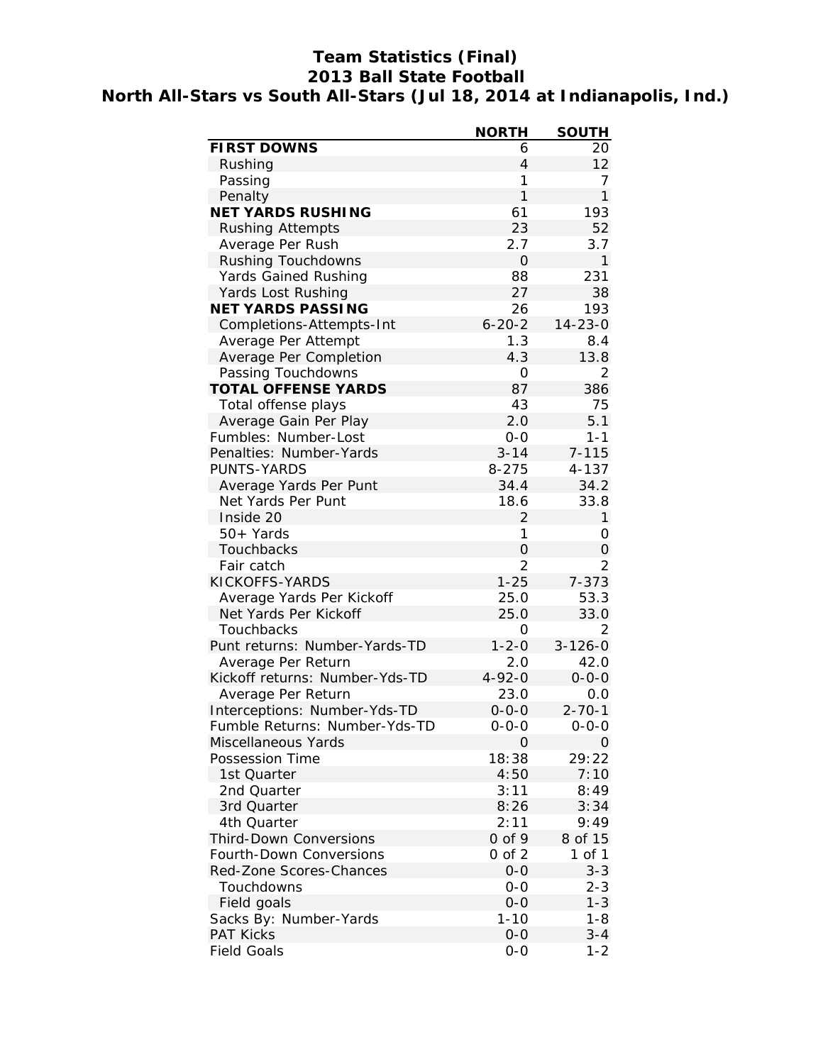# Team Statistics (Final)
## 2013 Ball State Football
## North All-Stars vs South All-Stars (Jul 18, 2014 at Indianapolis, Ind.)

| | NORTH | SOUTH |
|---|---|---|
| **FIRST DOWNS** | 6 | 20 |
| Rushing | 4 | 12 |
| Passing | 1 | 7 |
| Penalty | 1 | 1 |
| **NET YARDS RUSHING** | 61 | 193 |
| Rushing Attempts | 23 | 52 |
| Average Per Rush | 2.7 | 3.7 |
| Rushing Touchdowns | 0 | 1 |
| Yards Gained Rushing | 88 | 231 |
| Yards Lost Rushing | 27 | 38 |
| **NET YARDS PASSING** | 26 | 193 |
| Completions-Attempts-Int | 6-20-2 | 14-23-0 |
| Average Per Attempt | 1.3 | 8.4 |
| Average Per Completion | 4.3 | 13.8 |
| Passing Touchdowns | 0 | 2 |
| **TOTAL OFFENSE YARDS** | 87 | 386 |
| Total offense plays | 43 | 75 |
| Average Gain Per Play | 2.0 | 5.1 |
| Fumbles: Number-Lost | 0-0 | 1-1 |
| Penalties: Number-Yards | 3-14 | 7-115 |
| PUNTS-YARDS | 8-275 | 4-137 |
| Average Yards Per Punt | 34.4 | 34.2 |
| Net Yards Per Punt | 18.6 | 33.8 |
| Inside 20 | 2 | 1 |
| 50+ Yards | 1 | 0 |
| Touchbacks | 0 | 0 |
| Fair catch | 2 | 2 |
| KICKOFFS-YARDS | 1-25 | 7-373 |
| Average Yards Per Kickoff | 25.0 | 53.3 |
| Net Yards Per Kickoff | 25.0 | 33.0 |
| Touchbacks | 0 | 2 |
| Punt returns: Number-Yards-TD | 1-2-0 | 3-126-0 |
| Average Per Return | 2.0 | 42.0 |
| Kickoff returns: Number-Yds-TD | 4-92-0 | 0-0-0 |
| Average Per Return | 23.0 | 0.0 |
| Interceptions: Number-Yds-TD | 0-0-0 | 2-70-1 |
| Fumble Returns: Number-Yds-TD | 0-0-0 | 0-0-0 |
| Miscellaneous Yards | 0 | 0 |
| Possession Time | 18:38 | 29:22 |
| 1st Quarter | 4:50 | 7:10 |
| 2nd Quarter | 3:11 | 8:49 |
| 3rd Quarter | 8:26 | 3:34 |
| 4th Quarter | 2:11 | 9:49 |
| Third-Down Conversions | 0 of 9 | 8 of 15 |
| Fourth-Down Conversions | 0 of 2 | 1 of 1 |
| Red-Zone Scores-Chances | 0-0 | 3-3 |
| Touchdowns | 0-0 | 2-3 |
| Field goals | 0-0 | 1-3 |
| Sacks By: Number-Yards | 1-10 | 1-8 |
| PAT Kicks | 0-0 | 3-4 |
| Field Goals | 0-0 | 1-2 |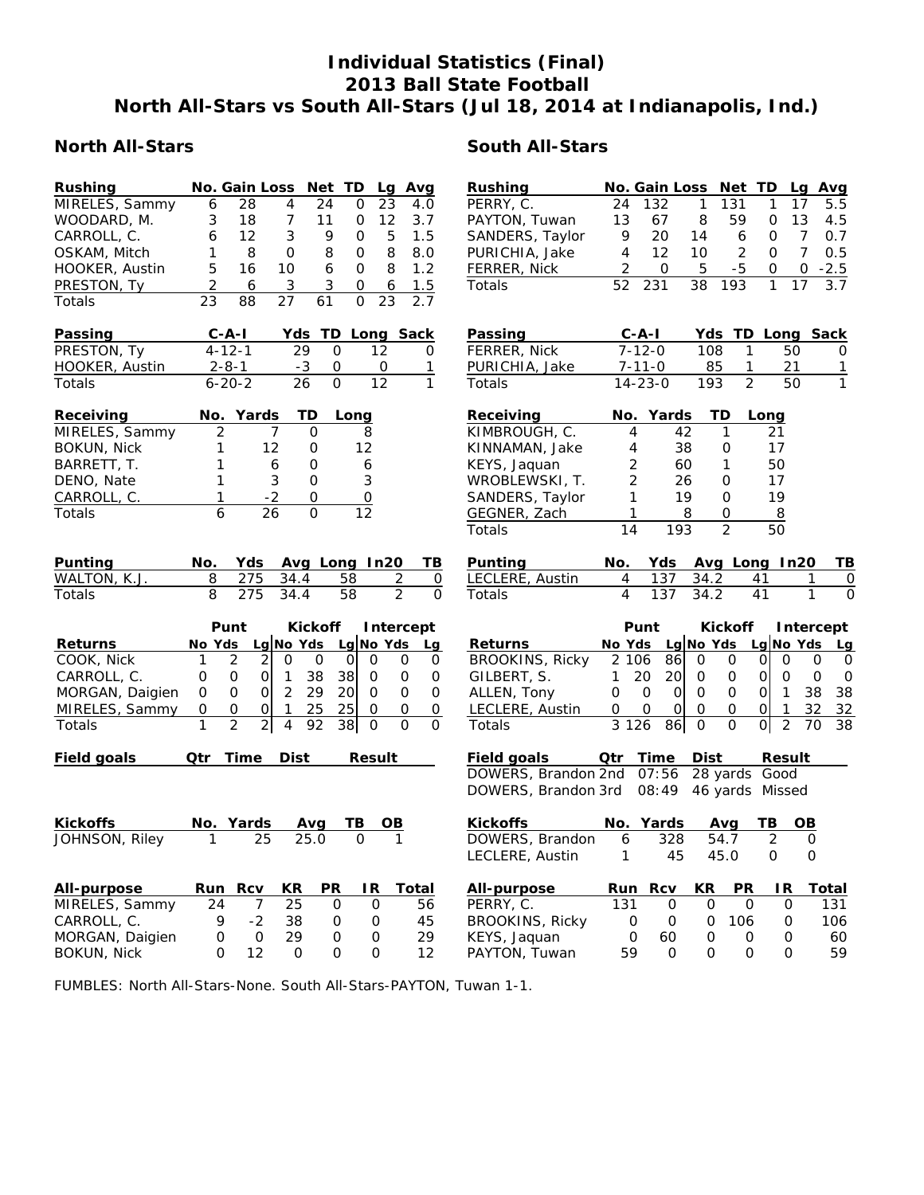# Individual Statistics (Final)
## 2013 Ball State Football
## North All-Stars vs South All-Stars (Jul 18, 2014 at Indianapolis, Ind.)

### North All-Stars

| Rushing | No. | Gain | Loss | Net | TD | Lg | Avg |
|---|---|---|---|---|---|---|---|
| MIRELES, Sammy | 6 | 28 | 4 | 24 | 0 | 23 | 4.0 |
| WOODARD, M. | 3 | 18 | 7 | 11 | 0 | 12 | 3.7 |
| CARROLL, C. | 6 | 12 | 3 | 9 | 0 | 5 | 1.5 |
| OSKAM, Mitch | 1 | 8 | 0 | 8 | 0 | 8 | 8.0 |
| HOOKER, Austin | 5 | 16 | 10 | 6 | 0 | 8 | 1.2 |
| PRESTON, Ty | 2 | 6 | 3 | 3 | 0 | 6 | 1.5 |
| Totals | 23 | 88 | 27 | 61 | 0 | 23 | 2.7 |

| Passing | C-A-I | Yds | TD | Long | Sack |
|---|---|---|---|---|---|
| PRESTON, Ty | 4-12-1 | 29 | 0 | 12 | 0 |
| HOOKER, Austin | 2-8-1 | -3 | 0 | 0 | 1 |
| Totals | 6-20-2 | 26 | 0 | 12 | 1 |

| Receiving | No. | Yards | TD | Long |
|---|---|---|---|---|
| MIRELES, Sammy | 2 | 7 | 0 | 8 |
| BOKUN, Nick | 1 | 12 | 0 | 12 |
| BARRETT, T. | 1 | 6 | 0 | 6 |
| DENO, Nate | 1 | 3 | 0 | 3 |
| CARROLL, C. | 1 | -2 | 0 | 0 |
| Totals | 6 | 26 | 0 | 12 |

| Punting | No. | Yds | Avg | Long | In20 | TB |
|---|---|---|---|---|---|---|
| WALTON, K.J. | 8 | 275 | 34.4 | 58 | 2 | 0 |
| Totals | 8 | 275 | 34.4 | 58 | 2 | 0 |

| Returns | Punt No | Punt Yds | Punt Lg | Kickoff No | Kickoff Yds | Kickoff Lg | Intercept No | Intercept Yds | Intercept Lg |
|---|---|---|---|---|---|---|---|---|---|
| COOK, Nick | 1 | 2 | 2 | 0 | 0 | 0 | 0 | 0 | 0 |
| CARROLL, C. | 0 | 0 | 0 | 1 | 38 | 38 | 0 | 0 | 0 |
| MORGAN, Daigien | 0 | 0 | 0 | 2 | 29 | 20 | 0 | 0 | 0 |
| MIRELES, Sammy | 0 | 0 | 0 | 1 | 25 | 25 | 0 | 0 | 0 |
| Totals | 1 | 2 | 2 | 4 | 92 | 38 | 0 | 0 | 0 |

| Field goals | Qtr | Time | Dist | Result |
|---|---|---|---|---|

| Kickoffs | No. | Yards | Avg | TB | OB |
|---|---|---|---|---|---|
| JOHNSON, Riley | 1 | 25 | 25.0 | 0 | 1 |

| All-purpose | Run | Rcv | KR | PR | IR | Total |
|---|---|---|---|---|---|---|
| MIRELES, Sammy | 24 | 7 | 25 | 0 | 0 | 56 |
| CARROLL, C. | 9 | -2 | 38 | 0 | 0 | 45 |
| MORGAN, Daigien | 0 | 0 | 29 | 0 | 0 | 29 |
| BOKUN, Nick | 0 | 12 | 0 | 0 | 0 | 12 |

### South All-Stars

| Rushing | No. | Gain | Loss | Net | TD | Lg | Avg |
|---|---|---|---|---|---|---|---|
| PERRY, C. | 24 | 132 | 1 | 131 | 1 | 17 | 5.5 |
| PAYTON, Tuwan | 13 | 67 | 8 | 59 | 0 | 13 | 4.5 |
| SANDERS, Taylor | 9 | 20 | 14 | 6 | 0 | 7 | 0.7 |
| PURICHIA, Jake | 4 | 12 | 10 | 2 | 0 | 7 | 0.5 |
| FERRER, Nick | 2 | 0 | 5 | -5 | 0 | 0 | -2.5 |
| Totals | 52 | 231 | 38 | 193 | 1 | 17 | 3.7 |

| Passing | C-A-I | Yds | TD | Long | Sack |
|---|---|---|---|---|---|
| FERRER, Nick | 7-12-0 | 108 | 1 | 50 | 0 |
| PURICHIA, Jake | 7-11-0 | 85 | 1 | 21 | 1 |
| Totals | 14-23-0 | 193 | 2 | 50 | 1 |

| Receiving | No. | Yards | TD | Long |
|---|---|---|---|---|
| KIMBROUGH, C. | 4 | 42 | 1 | 21 |
| KINNAMAN, Jake | 4 | 38 | 0 | 17 |
| KEYS, Jaquan | 2 | 60 | 1 | 50 |
| WROBLEWSKI, T. | 2 | 26 | 0 | 17 |
| SANDERS, Taylor | 1 | 19 | 0 | 19 |
| GEGNER, Zach | 1 | 8 | 0 | 8 |
| Totals | 14 | 193 | 2 | 50 |

| Punting | No. | Yds | Avg | Long | In20 | TB |
|---|---|---|---|---|---|---|
| LECLERE, Austin | 4 | 137 | 34.2 | 41 | 1 | 0 |
| Totals | 4 | 137 | 34.2 | 41 | 1 | 0 |

| Returns | Punt No | Punt Yds | Punt Lg | Kickoff No | Kickoff Yds | Kickoff Lg | Intercept No | Intercept Yds | Intercept Lg |
|---|---|---|---|---|---|---|---|---|---|
| BROOKINS, Ricky | 2 | 106 | 86 | 0 | 0 | 0 | 0 | 0 | 0 |
| GILBERT, S. | 1 | 20 | 20 | 0 | 0 | 0 | 0 | 0 | 0 |
| ALLEN, Tony | 0 | 0 | 0 | 0 | 0 | 0 | 1 | 38 | 38 |
| LECLERE, Austin | 0 | 0 | 0 | 0 | 0 | 0 | 1 | 32 | 32 |
| Totals | 3 | 126 | 86 | 0 | 0 | 0 | 2 | 70 | 38 |

| Field goals | Qtr | Time | Dist | Result |
|---|---|---|---|---|
| DOWERS, Brandon | 2nd | 07:56 | 28 yards | Good |
| DOWERS, Brandon | 3rd | 08:49 | 46 yards | Missed |

| Kickoffs | No. | Yards | Avg | TB | OB |
|---|---|---|---|---|---|
| DOWERS, Brandon | 6 | 328 | 54.7 | 2 | 0 |
| LECLERE, Austin | 1 | 45 | 45.0 | 0 | 0 |

| All-purpose | Run | Rcv | KR | PR | IR | Total |
|---|---|---|---|---|---|---|
| PERRY, C. | 131 | 0 | 0 | 0 | 0 | 131 |
| BROOKINS, Ricky | 0 | 0 | 0 | 106 | 0 | 106 |
| KEYS, Jaquan | 0 | 60 | 0 | 0 | 0 | 60 |
| PAYTON, Tuwan | 59 | 0 | 0 | 0 | 0 | 59 |

FUMBLES: North All-Stars-None. South All-Stars-PAYTON, Tuwan 1-1.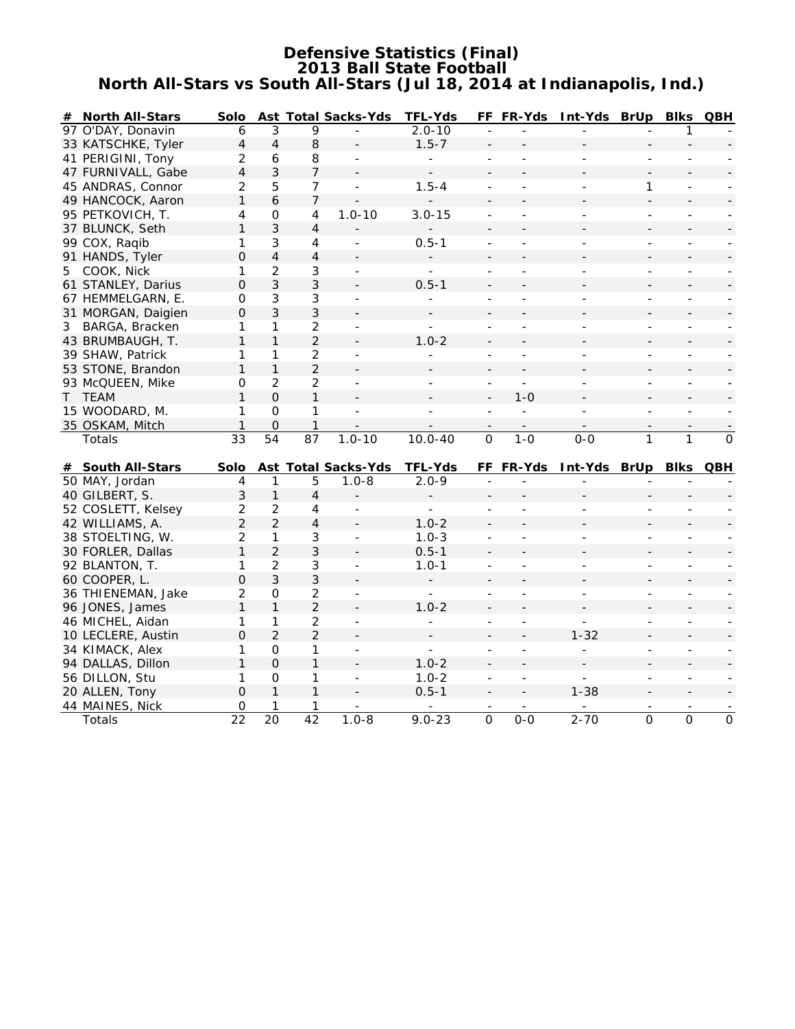# Defensive Statistics (Final)
## 2013 Ball State Football
### North All-Stars vs South All-Stars (Jul 18, 2014 at Indianapolis, Ind.)

| # | North All-Stars | Solo | Ast | Total | Sacks-Yds | TFL-Yds | FF | FR-Yds | Int-Yds | BrUp | Blks | QBH |
|---|---|---|---|---|---|---|---|---|---|---|---|---|
| 97 | O'DAY, Donavin | 6 | 3 | 9 | - | 2.0-10 | - | - | - | - | 1 | - |
| 33 | KATSCHKE, Tyler | 4 | 4 | 8 | - | 1.5-7 | - | - | - | - | - | - |
| 41 | PERIGINI, Tony | 2 | 6 | 8 | - | - | - | - | - | - | - | - |
| 47 | FURNIVALL, Gabe | 4 | 3 | 7 | - | - | - | - | - | - | - | - |
| 45 | ANDRAS, Connor | 2 | 5 | 7 | - | 1.5-4 | - | - | - | 1 | - | - |
| 49 | HANCOCK, Aaron | 1 | 6 | 7 | - | - | - | - | - | - | - | - |
| 95 | PETKOVICH, T. | 4 | 0 | 4 | 1.0-10 | 3.0-15 | - | - | - | - | - | - |
| 37 | BLUNCK, Seth | 1 | 3 | 4 | - | - | - | - | - | - | - | - |
| 99 | COX, Raqib | 1 | 3 | 4 | - | 0.5-1 | - | - | - | - | - | - |
| 91 | HANDS, Tyler | 0 | 4 | 4 | - | - | - | - | - | - | - | - |
| 5 | COOK, Nick | 1 | 2 | 3 | - | - | - | - | - | - | - | - |
| 61 | STANLEY, Darius | 0 | 3 | 3 | - | 0.5-1 | - | - | - | - | - | - |
| 67 | HEMMELGARN, E. | 0 | 3 | 3 | - | - | - | - | - | - | - | - |
| 31 | MORGAN, Daigien | 0 | 3 | 3 | - | - | - | - | - | - | - | - |
| 3 | BARGA, Bracken | 1 | 1 | 2 | - | - | - | - | - | - | - | - |
| 43 | BRUMBAUGH, T. | 1 | 1 | 2 | - | 1.0-2 | - | - | - | - | - | - |
| 39 | SHAW, Patrick | 1 | 1 | 2 | - | - | - | - | - | - | - | - |
| 53 | STONE, Brandon | 1 | 1 | 2 | - | - | - | - | - | - | - | - |
| 93 | McQUEEN, Mike | 0 | 2 | 2 | - | - | - | - | - | - | - | - |
| T | TEAM | 1 | 0 | 1 | - | - | - | 1-0 | - | - | - | - |
| 15 | WOODARD, M. | 1 | 0 | 1 | - | - | - | - | - | - | - | - |
| 35 | OSKAM, Mitch | 1 | 0 | 1 | - | - | - | - | - | - | - | - |
| | Totals | 33 | 54 | 87 | 1.0-10 | 10.0-40 | 0 | 1-0 | 0-0 | 1 | 1 | 0 |

| # | South All-Stars | Solo | Ast | Total | Sacks-Yds | TFL-Yds | FF | FR-Yds | Int-Yds | BrUp | Blks | QBH |
|---|---|---|---|---|---|---|---|---|---|---|---|---|
| 50 | MAY, Jordan | 4 | 1 | 5 | 1.0-8 | 2.0-9 | - | - | - | - | - | - |
| 40 | GILBERT, S. | 3 | 1 | 4 | - | - | - | - | - | - | - | - |
| 52 | COSLETT, Kelsey | 2 | 2 | 4 | - | - | - | - | - | - | - | - |
| 42 | WILLIAMS, A. | 2 | 2 | 4 | - | 1.0-2 | - | - | - | - | - | - |
| 38 | STOELTING, W. | 2 | 1 | 3 | - | 1.0-3 | - | - | - | - | - | - |
| 30 | FORLER, Dallas | 1 | 2 | 3 | - | 0.5-1 | - | - | - | - | - | - |
| 92 | BLANTON, T. | 1 | 2 | 3 | - | 1.0-1 | - | - | - | - | - | - |
| 60 | COOPER, L. | 0 | 3 | 3 | - | - | - | - | - | - | - | - |
| 36 | THIENEMAN, Jake | 2 | 0 | 2 | - | - | - | - | - | - | - | - |
| 96 | JONES, James | 1 | 1 | 2 | - | 1.0-2 | - | - | - | - | - | - |
| 46 | MICHEL, Aidan | 1 | 1 | 2 | - | - | - | - | - | - | - | - |
| 10 | LECLERE, Austin | 0 | 2 | 2 | - | - | - | - | 1-32 | - | - | - |
| 34 | KIMACK, Alex | 1 | 0 | 1 | - | - | - | - | - | - | - | - |
| 94 | DALLAS, Dillon | 1 | 0 | 1 | - | 1.0-2 | - | - | - | - | - | - |
| 56 | DILLON, Stu | 1 | 0 | 1 | - | 1.0-2 | - | - | - | - | - | - |
| 20 | ALLEN, Tony | 0 | 1 | 1 | - | 0.5-1 | - | - | 1-38 | - | - | - |
| 44 | MAINES, Nick | 0 | 1 | 1 | - | - | - | - | - | - | - | - |
| | Totals | 22 | 20 | 42 | 1.0-8 | 9.0-23 | 0 | 0-0 | 2-70 | 0 | 0 | 0 |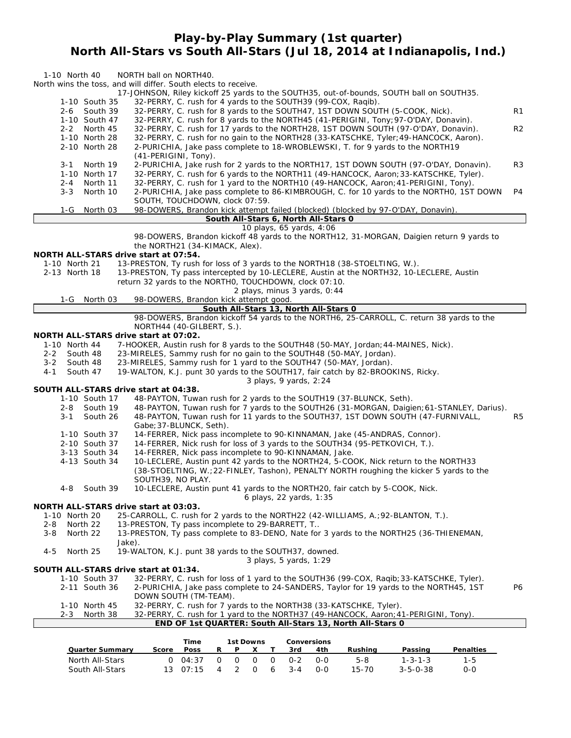# Play-by-Play Summary (1st quarter)
## North All-Stars vs South All-Stars (Jul 18, 2014 at Indianapolis, Ind.)

1-10 North 40 NORTH ball on NORTH40.

North wins the toss, and will differ. South elects to receive.

17-JOHNSON, Riley kickoff 25 yards to the SOUTH35, out-of-bounds, SOUTH ball on SOUTH35.

| | | |
|---|---|---|
| 1-10 South 35 | 32-PERRY, C. rush for 4 yards to the SOUTH39 (99-COX, Raqib). | |
| 2-6 South 39 | 32-PERRY, C. rush for 8 yards to the SOUTH47, 1ST DOWN SOUTH (5-COOK, Nick). | R1 |
| 1-10 South 47 | 32-PERRY, C. rush for 8 yards to the NORTH45 (41-PERIGINI, Tony;97-O'DAY, Donavin). | |
| 2-2 North 45 | 32-PERRY, C. rush for 17 yards to the NORTH28, 1ST DOWN SOUTH (97-O'DAY, Donavin). | R2 |
| 1-10 North 28 | 32-PERRY, C. rush for no gain to the NORTH28 (33-KATSCHKE, Tyler;49-HANCOCK, Aaron). | |
| 2-10 North 28 | 2-PURICHIA, Jake pass complete to 18-WROBLEWSKI, T. for 9 yards to the NORTH19 (41-PERIGINI, Tony). | |
| 3-1 North 19 | 2-PURICHIA, Jake rush for 2 yards to the NORTH17, 1ST DOWN SOUTH (97-O'DAY, Donavin). | R3 |
| 1-10 North 17 | 32-PERRY, C. rush for 6 yards to the NORTH11 (49-HANCOCK, Aaron;33-KATSCHKE, Tyler). | |
| 2-4 North 11 | 32-PERRY, C. rush for 1 yard to the NORTH10 (49-HANCOCK, Aaron;41-PERIGINI, Tony). | |
| 3-3 North 10 | 2-PURICHIA, Jake pass complete to 86-KIMBROUGH, C. for 10 yards to the NORTH0, 1ST DOWN SOUTH, TOUCHDOWN, clock 07:59. | P4 |
| 1-G North 03 | 98-DOWERS, Brandon kick attempt failed (blocked) (blocked by 97-O'DAY, Donavin). | |

**South All-Stars 6, North All-Stars 0**

10 plays, 65 yards, 4:06

98-DOWERS, Brandon kickoff 48 yards to the NORTH12, 31-MORGAN, Daigien return 9 yards to the NORTH21 (34-KIMACK, Alex).

**NORTH ALL-STARS drive start at 07:54.**

| | |
|---|---|
| 1-10 North 21 | 13-PRESTON, Ty rush for loss of 3 yards to the NORTH18 (38-STOELTING, W.). |
| 2-13 North 18 | 13-PRESTON, Ty pass intercepted by 10-LECLERE, Austin at the NORTH32, 10-LECLERE, Austin return 32 yards to the NORTH0, TOUCHDOWN, clock 07:10. |

2 plays, minus 3 yards, 0:44

1-G North 03 98-DOWERS, Brandon kick attempt good.

**South All-Stars 13, North All-Stars 0**

98-DOWERS, Brandon kickoff 54 yards to the NORTH6, 25-CARROLL, C. return 38 yards to the NORTH44 (40-GILBERT, S.).

**NORTH ALL-STARS drive start at 07:02.**

| | |
|---|---|
| 1-10 North 44 | 7-HOOKER, Austin rush for 8 yards to the SOUTH48 (50-MAY, Jordan;44-MAINES, Nick). |
| 2-2 South 48 | 23-MIRELES, Sammy rush for no gain to the SOUTH48 (50-MAY, Jordan). |
| 3-2 South 48 | 23-MIRELES, Sammy rush for 1 yard to the SOUTH47 (50-MAY, Jordan). |
| 4-1 South 47 | 19-WALTON, K.J. punt 30 yards to the SOUTH17, fair catch by 82-BROOKINS, Ricky. |

3 plays, 9 yards, 2:24

**SOUTH ALL-STARS drive start at 04:38.**

| | | |
|---|---|---|
| 1-10 South 17 | 48-PAYTON, Tuwan rush for 2 yards to the SOUTH19 (37-BLUNCK, Seth). | |
| 2-8 South 19 | 48-PAYTON, Tuwan rush for 7 yards to the SOUTH26 (31-MORGAN, Daigien;61-STANLEY, Darius). | |
| 3-1 South 26 | 48-PAYTON, Tuwan rush for 11 yards to the SOUTH37, 1ST DOWN SOUTH (47-FURNIVALL, Gabe;37-BLUNCK, Seth). | R5 |
| 1-10 South 37 | 14-FERRER, Nick pass incomplete to 90-KINNAMAN, Jake (45-ANDRAS, Connor). | |
| 2-10 South 37 | 14-FERRER, Nick rush for loss of 3 yards to the SOUTH34 (95-PETKOVICH, T.). | |
| 3-13 South 34 | 14-FERRER, Nick pass incomplete to 90-KINNAMAN, Jake. | |
| 4-13 South 34 | 10-LECLERE, Austin punt 42 yards to the NORTH24, 5-COOK, Nick return to the NORTH33 (38-STOELTING, W.;22-FINLEY, Tashon), PENALTY NORTH roughing the kicker 5 yards to the SOUTH39, NO PLAY. | |
| 4-8 South 39 | 10-LECLERE, Austin punt 41 yards to the NORTH20, fair catch by 5-COOK, Nick. | |

6 plays, 22 yards, 1:35

**NORTH ALL-STARS drive start at 03:03.**

| | |
|---|---|
| 1-10 North 20 | 25-CARROLL, C. rush for 2 yards to the NORTH22 (42-WILLIAMS, A.;92-BLANTON, T.). |
| 2-8 North 22 | 13-PRESTON, Ty pass incomplete to 29-BARRETT, T.. |
| 3-8 North 22 | 13-PRESTON, Ty pass complete to 83-DENO, Nate for 3 yards to the NORTH25 (36-THIENEMAN, Jake). |
| 4-5 North 25 | 19-WALTON, K.J. punt 38 yards to the SOUTH37, downed. |

3 plays, 5 yards, 1:29

**SOUTH ALL-STARS drive start at 01:34.**

| | | |
|---|---|---|
| 1-10 South 37 | 32-PERRY, C. rush for loss of 1 yard to the SOUTH36 (99-COX, Raqib;33-KATSCHKE, Tyler). | |
| 2-11 South 36 | 2-PURICHIA, Jake pass complete to 24-SANDERS, Taylor for 19 yards to the NORTH45, 1ST DOWN SOUTH (TM-TEAM). | P6 |
| 1-10 North 45 | 32-PERRY, C. rush for 7 yards to the NORTH38 (33-KATSCHKE, Tyler). | |
| 2-3 North 38 | 32-PERRY, C. rush for 1 yard to the NORTH37 (49-HANCOCK, Aaron;41-PERIGINI, Tony). | |

**END OF 1st QUARTER: South All-Stars 13, North All-Stars 0**

| Quarter Summary | Score | Time Poss | 1st Downs R | P | X | T | Conversions 3rd | 4th | Rushing | Passing | Penalties |
|---|---|---|---|---|---|---|---|---|---|---|---|
| North All-Stars | 0 | 04:37 | 0 | 0 | 0 | 0 | 0-2 | 0-0 | 5-8 | 1-3-1-3 | 1-5 |
| South All-Stars | 13 | 07:15 | 4 | 2 | 0 | 6 | 3-4 | 0-0 | 15-70 | 3-5-0-38 | 0-0 |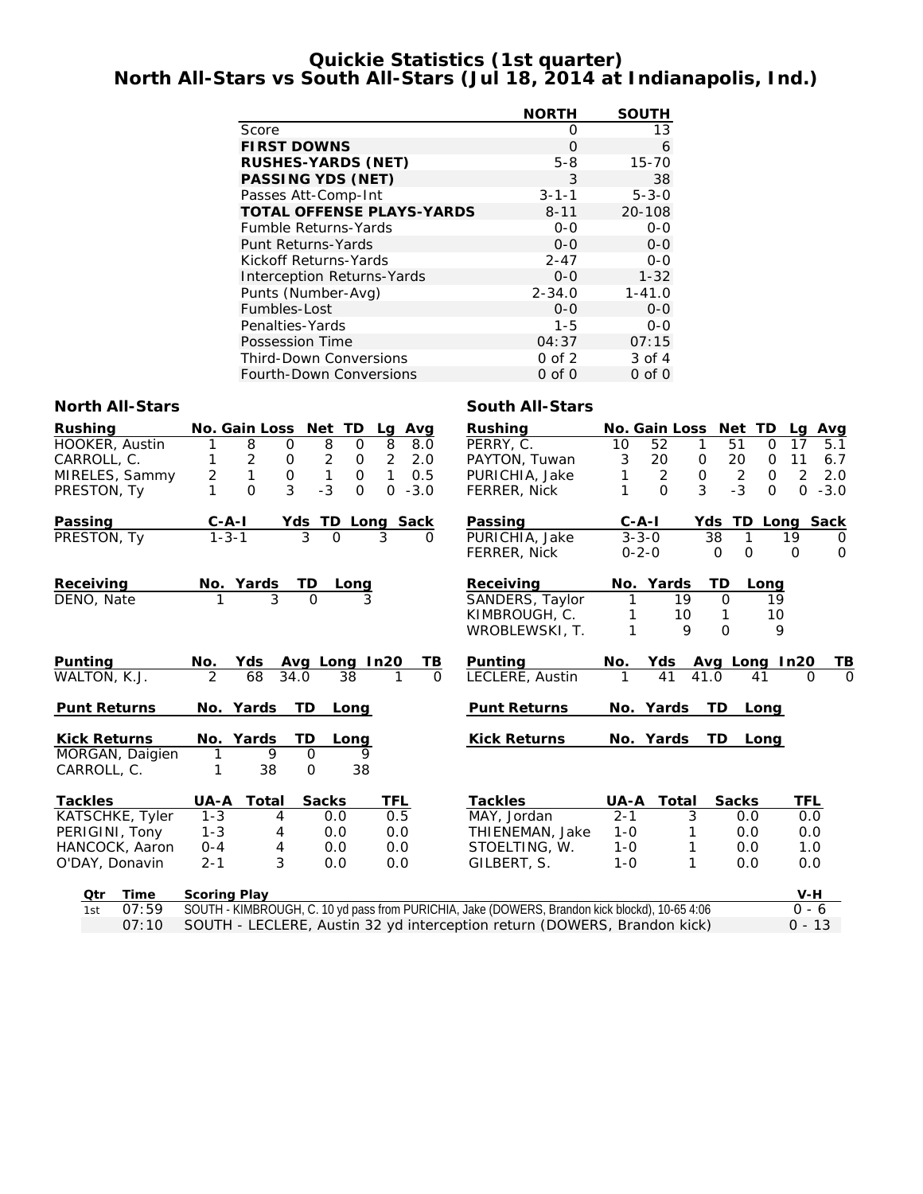# Quickie Statistics (1st quarter)
## North All-Stars vs South All-Stars (Jul 18, 2014 at Indianapolis, Ind.)

| | NORTH | SOUTH |
|---|---|---|
| Score | 0 | 13 |
| **FIRST DOWNS** | 0 | 6 |
| **RUSHES-YARDS (NET)** | 5-8 | 15-70 |
| **PASSING YDS (NET)** | 3 | 38 |
| Passes Att-Comp-Int | 3-1-1 | 5-3-0 |
| **TOTAL OFFENSE PLAYS-YARDS** | 8-11 | 20-108 |
| Fumble Returns-Yards | 0-0 | 0-0 |
| Punt Returns-Yards | 0-0 | 0-0 |
| Kickoff Returns-Yards | 2-47 | 0-0 |
| Interception Returns-Yards | 0-0 | 1-32 |
| Punts (Number-Avg) | 2-34.0 | 1-41.0 |
| Fumbles-Lost | 0-0 | 0-0 |
| Penalties-Yards | 1-5 | 0-0 |
| Possession Time | 04:37 | 07:15 |
| Third-Down Conversions | 0 of 2 | 3 of 4 |
| Fourth-Down Conversions | 0 of 0 | 0 of 0 |

### North All-Stars

| Rushing | No. | Gain | Loss | Net | TD | Lg | Avg |
|---|---|---|---|---|---|---|---|
| HOOKER, Austin | 1 | 8 | 0 | 8 | 0 | 8 | 8.0 |
| CARROLL, C. | 1 | 2 | 0 | 2 | 0 | 2 | 2.0 |
| MIRELES, Sammy | 2 | 1 | 0 | 1 | 0 | 1 | 0.5 |
| PRESTON, Ty | 1 | 0 | 3 | -3 | 0 | 0 | -3.0 |

| Passing | C-A-I | Yds | TD | Long | Sack |
|---|---|---|---|---|---|
| PRESTON, Ty | 1-3-1 | 3 | 0 | 3 | 0 |

| Receiving | No. | Yards | TD | Long |
|---|---|---|---|---|
| DENO, Nate | 1 | 3 | 0 | 3 |

| Punting | No. | Yds | Avg | Long | In20 | TB |
|---|---|---|---|---|---|---|
| WALTON, K.J. | 2 | 68 | 34.0 | 38 | 1 | 0 |

| Punt Returns | No. | Yards | TD | Long |
|---|---|---|---|---|

| Kick Returns | No. | Yards | TD | Long |
|---|---|---|---|---|
| MORGAN, Daigien | 1 | 9 | 0 | 9 |
| CARROLL, C. | 1 | 38 | 0 | 38 |

| Tackles | UA-A | Total | Sacks | TFL |
|---|---|---|---|---|
| KATSCHKE, Tyler | 1-3 | 4 | 0.0 | 0.5 |
| PERIGINI, Tony | 1-3 | 4 | 0.0 | 0.0 |
| HANCOCK, Aaron | 0-4 | 4 | 0.0 | 0.0 |
| O'DAY, Donavin | 2-1 | 3 | 0.0 | 0.0 |

### South All-Stars

| Rushing | No. | Gain | Loss | Net | TD | Lg | Avg |
|---|---|---|---|---|---|---|---|
| PERRY, C. | 10 | 52 | 1 | 51 | 0 | 17 | 5.1 |
| PAYTON, Tuwan | 3 | 20 | 0 | 20 | 0 | 11 | 6.7 |
| PURICHIA, Jake | 1 | 2 | 0 | 2 | 0 | 2 | 2.0 |
| FERRER, Nick | 1 | 0 | 3 | -3 | 0 | 0 | -3.0 |

| Passing | C-A-I | Yds | TD | Long | Sack |
|---|---|---|---|---|---|
| PURICHIA, Jake | 3-3-0 | 38 | 1 | 19 | 0 |
| FERRER, Nick | 0-2-0 | 0 | 0 | 0 | 0 |

| Receiving | No. | Yards | TD | Long |
|---|---|---|---|---|
| SANDERS, Taylor | 1 | 19 | 0 | 19 |
| KIMBROUGH, C. | 1 | 10 | 1 | 10 |
| WROBLEWSKI, T. | 1 | 9 | 0 | 9 |

| Punting | No. | Yds | Avg | Long | In20 | TB |
|---|---|---|---|---|---|---|
| LECLERE, Austin | 1 | 41 | 41.0 | 41 | 0 | 0 |

| Punt Returns | No. | Yards | TD | Long |
|---|---|---|---|---|

| Kick Returns | No. | Yards | TD | Long |
|---|---|---|---|---|

| Tackles | UA-A | Total | Sacks | TFL |
|---|---|---|---|---|
| MAY, Jordan | 2-1 | 3 | 0.0 | 0.0 |
| THIENEMAN, Jake | 1-0 | 1 | 0.0 | 0.0 |
| STOELTING, W. | 1-0 | 1 | 0.0 | 1.0 |
| GILBERT, S. | 1-0 | 1 | 0.0 | 0.0 |

| Qtr | Time | Scoring Play | V-H |
|---|---|---|---|
| 1st | 07:59 | SOUTH - KIMBROUGH, C. 10 yd pass from PURICHIA, Jake (DOWERS, Brandon kick blockd), 10-65 4:06 | 0 - 6 |
| | 07:10 | SOUTH - LECLERE, Austin 32 yd interception return (DOWERS, Brandon kick) | 0 - 13 |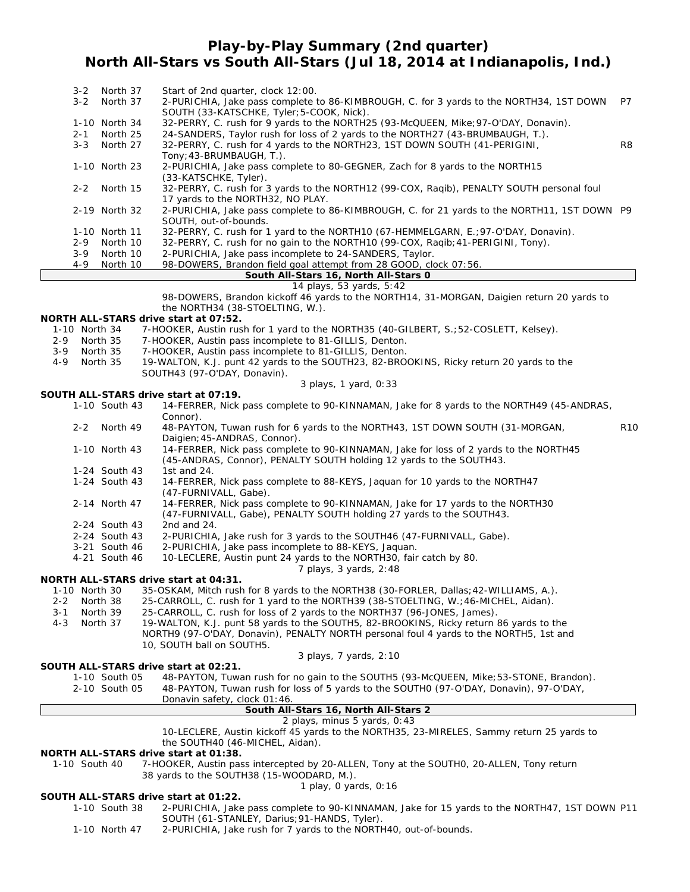# Play-by-Play Summary (2nd quarter)
## North All-Stars vs South All-Stars (Jul 18, 2014 at Indianapolis, Ind.)

| Down | Spot | Play | |
|---|---|---|---|
| 3-2 | North 37 | Start of 2nd quarter, clock 12:00. | |
| 3-2 | North 37 | 2-PURICHIA, Jake pass complete to 86-KIMBROUGH, C. for 3 yards to the NORTH34, 1ST DOWN SOUTH (33-KATSCHKE, Tyler;5-COOK, Nick). | P7 |
| 1-10 | North 34 | 32-PERRY, C. rush for 9 yards to the NORTH25 (93-McQUEEN, Mike;97-O'DAY, Donavin). | |
| 2-1 | North 25 | 24-SANDERS, Taylor rush for loss of 2 yards to the NORTH27 (43-BRUMBAUGH, T.). | |
| 3-3 | North 27 | 32-PERRY, C. rush for 4 yards to the NORTH23, 1ST DOWN SOUTH (41-PERIGINI, Tony;43-BRUMBAUGH, T.). | R8 |
| 1-10 | North 23 | 2-PURICHIA, Jake pass complete to 80-GEGNER, Zach for 8 yards to the NORTH15 (33-KATSCHKE, Tyler). | |
| 2-2 | North 15 | 32-PERRY, C. rush for 3 yards to the NORTH12 (99-COX, Raqib), PENALTY SOUTH personal foul 17 yards to the NORTH32, NO PLAY. | |
| 2-19 | North 32 | 2-PURICHIA, Jake pass complete to 86-KIMBROUGH, C. for 21 yards to the NORTH11, 1ST DOWN SOUTH, out-of-bounds. | P9 |
| 1-10 | North 11 | 32-PERRY, C. rush for 1 yard to the NORTH10 (67-HEMMELGARN, E.;97-O'DAY, Donavin). | |
| 2-9 | North 10 | 32-PERRY, C. rush for no gain to the NORTH10 (99-COX, Raqib;41-PERIGINI, Tony). | |
| 3-9 | North 10 | 2-PURICHIA, Jake pass incomplete to 24-SANDERS, Taylor. | |
| 4-9 | North 10 | 98-DOWERS, Brandon field goal attempt from 28 GOOD, clock 07:56. | |

**South All-Stars 16, North All-Stars 0**

14 plays, 53 yards, 5:42

98-DOWERS, Brandon kickoff 46 yards to the NORTH14, 31-MORGAN, Daigien return 20 yards to the NORTH34 (38-STOELTING, W.).

**NORTH ALL-STARS drive start at 07:52.**

| Down | Spot | Play |
|---|---|---|
| 1-10 | North 34 | 7-HOOKER, Austin rush for 1 yard to the NORTH35 (40-GILBERT, S.;52-COSLETT, Kelsey). |
| 2-9 | North 35 | 7-HOOKER, Austin pass incomplete to 81-GILLIS, Denton. |
| 3-9 | North 35 | 7-HOOKER, Austin pass incomplete to 81-GILLIS, Denton. |
| 4-9 | North 35 | 19-WALTON, K.J. punt 42 yards to the SOUTH23, 82-BROOKINS, Ricky return 20 yards to the SOUTH43 (97-O'DAY, Donavin). |

3 plays, 1 yard, 0:33

**SOUTH ALL-STARS drive start at 07:19.**

| Down | Spot | Play | |
|---|---|---|---|
| 1-10 | South 43 | 14-FERRER, Nick pass complete to 90-KINNAMAN, Jake for 8 yards to the NORTH49 (45-ANDRAS, Connor). | |
| 2-2 | North 49 | 48-PAYTON, Tuwan rush for 6 yards to the NORTH43, 1ST DOWN SOUTH (31-MORGAN, Daigien;45-ANDRAS, Connor). | R10 |
| 1-10 | North 43 | 14-FERRER, Nick pass complete to 90-KINNAMAN, Jake for loss of 2 yards to the NORTH45 (45-ANDRAS, Connor), PENALTY SOUTH holding 12 yards to the SOUTH43. | |
| 1-24 | South 43 | 1st and 24. | |
| 1-24 | South 43 | 14-FERRER, Nick pass complete to 88-KEYS, Jaquan for 10 yards to the NORTH47 (47-FURNIVALL, Gabe). | |
| 2-14 | North 47 | 14-FERRER, Nick pass complete to 90-KINNAMAN, Jake for 17 yards to the NORTH30 (47-FURNIVALL, Gabe), PENALTY SOUTH holding 27 yards to the SOUTH43. | |
| 2-24 | South 43 | 2nd and 24. | |
| 2-24 | South 43 | 2-PURICHIA, Jake rush for 3 yards to the SOUTH46 (47-FURNIVALL, Gabe). | |
| 3-21 | South 46 | 2-PURICHIA, Jake pass incomplete to 88-KEYS, Jaquan. | |
| 4-21 | South 46 | 10-LECLERE, Austin punt 24 yards to the NORTH30, fair catch by 80. | |

7 plays, 3 yards, 2:48

**NORTH ALL-STARS drive start at 04:31.**

| Down | Spot | Play |
|---|---|---|
| 1-10 | North 30 | 35-OSKAM, Mitch rush for 8 yards to the NORTH38 (30-FORLER, Dallas;42-WILLIAMS, A.). |
| 2-2 | North 38 | 25-CARROLL, C. rush for 1 yard to the NORTH39 (38-STOELTING, W.;46-MICHEL, Aidan). |
| 3-1 | North 39 | 25-CARROLL, C. rush for loss of 2 yards to the NORTH37 (96-JONES, James). |
| 4-3 | North 37 | 19-WALTON, K.J. punt 58 yards to the SOUTH5, 82-BROOKINS, Ricky return 86 yards to the NORTH9 (97-O'DAY, Donavin), PENALTY NORTH personal foul 4 yards to the NORTH5, 1st and 10, SOUTH ball on SOUTH5. |

3 plays, 7 yards, 2:10

**SOUTH ALL-STARS drive start at 02:21.**

| Down | Spot | Play |
|---|---|---|
| 1-10 | South 05 | 48-PAYTON, Tuwan rush for no gain to the SOUTH5 (93-McQUEEN, Mike;53-STONE, Brandon). |
| 2-10 | South 05 | 48-PAYTON, Tuwan rush for loss of 5 yards to the SOUTH0 (97-O'DAY, Donavin), 97-O'DAY, Donavin safety, clock 01:46. |

**South All-Stars 16, North All-Stars 2**

2 plays, minus 5 yards, 0:43

10-LECLERE, Austin kickoff 45 yards to the NORTH35, 23-MIRELES, Sammy return 25 yards to the SOUTH40 (46-MICHEL, Aidan).

**NORTH ALL-STARS drive start at 01:38.**

| Down | Spot | Play |
|---|---|---|
| 1-10 | South 40 | 7-HOOKER, Austin pass intercepted by 20-ALLEN, Tony at the SOUTH0, 20-ALLEN, Tony return 38 yards to the SOUTH38 (15-WOODARD, M.). |

1 play, 0 yards, 0:16

**SOUTH ALL-STARS drive start at 01:22.**

| Down | Spot | Play | |
|---|---|---|---|
| 1-10 | South 38 | 2-PURICHIA, Jake pass complete to 90-KINNAMAN, Jake for 15 yards to the NORTH47, 1ST DOWN SOUTH (61-STANLEY, Darius;91-HANDS, Tyler). | P11 |
| 1-10 | North 47 | 2-PURICHIA, Jake rush for 7 yards to the NORTH40, out-of-bounds. | |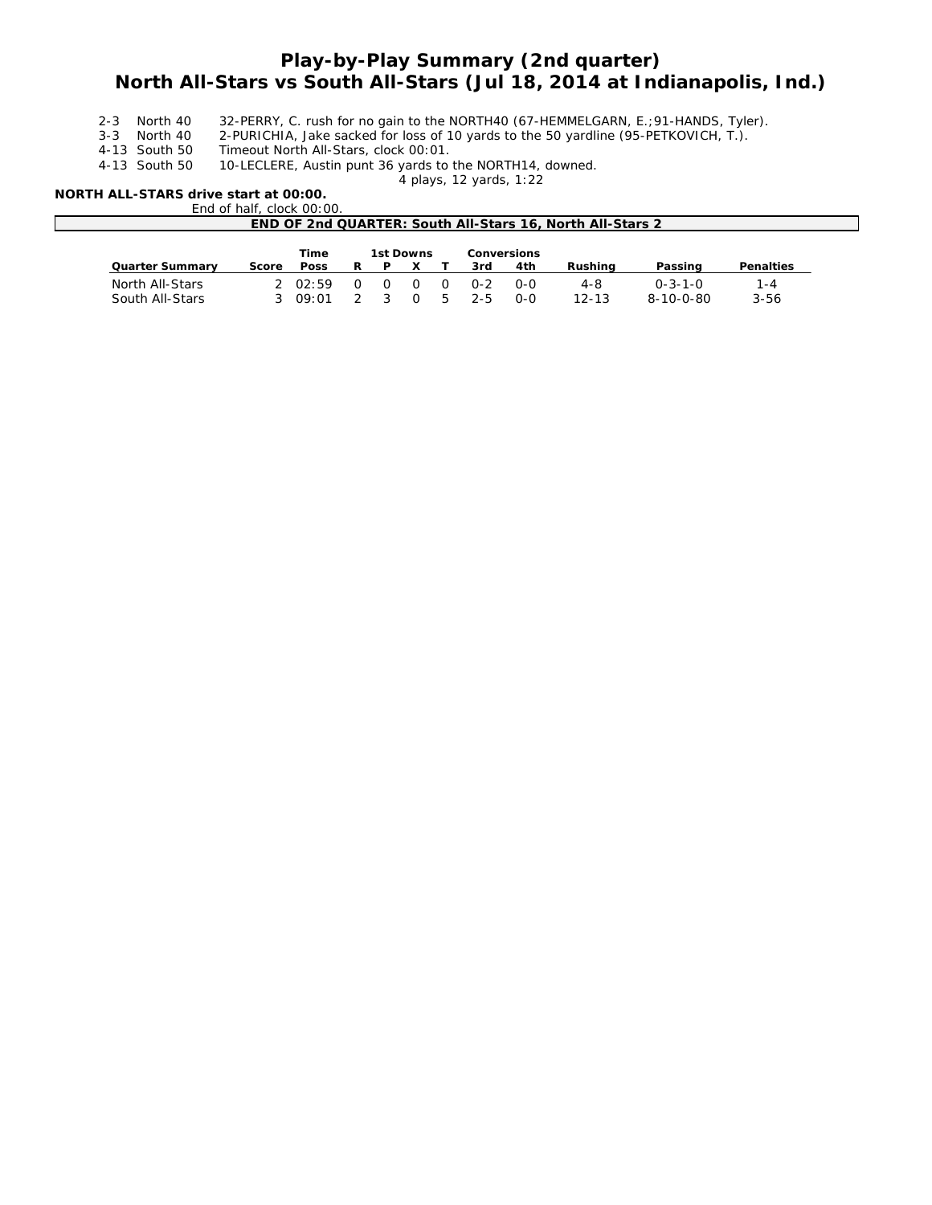# Play-by-Play Summary (2nd quarter)
# North All-Stars vs South All-Stars (Jul 18, 2014 at Indianapolis, Ind.)

| | | |
|---|---|---|
| 2-3 | North 40 | 32-PERRY, C. rush for no gain to the NORTH40 (67-HEMMELGARN, E.;91-HANDS, Tyler). |
| 3-3 | North 40 | 2-PURICHIA, Jake sacked for loss of 10 yards to the 50 yardline (95-PETKOVICH, T.). |
| 4-13 | South 50 | Timeout North All-Stars, clock 00:01. |
| 4-13 | South 50 | 10-LECLERE, Austin punt 36 yards to the NORTH14, downed. |

4 plays, 12 yards, 1:22

**NORTH ALL-STARS drive start at 00:00.**

End of half, clock 00:00.

**END OF 2nd QUARTER: South All-Stars 16, North All-Stars 2**

| Quarter Summary | Score | Time Poss | 1st Downs R | P | X | T | Conversions 3rd | 4th | Rushing | Passing | Penalties |
|---|---|---|---|---|---|---|---|---|---|---|---|
| North All-Stars | 2 | 02:59 | 0 | 0 | 0 | 0 | 0-2 | 0-0 | 4-8 | 0-3-1-0 | 1-4 |
| South All-Stars | 3 | 09:01 | 2 | 3 | 0 | 5 | 2-5 | 0-0 | 12-13 | 8-10-0-80 | 3-56 |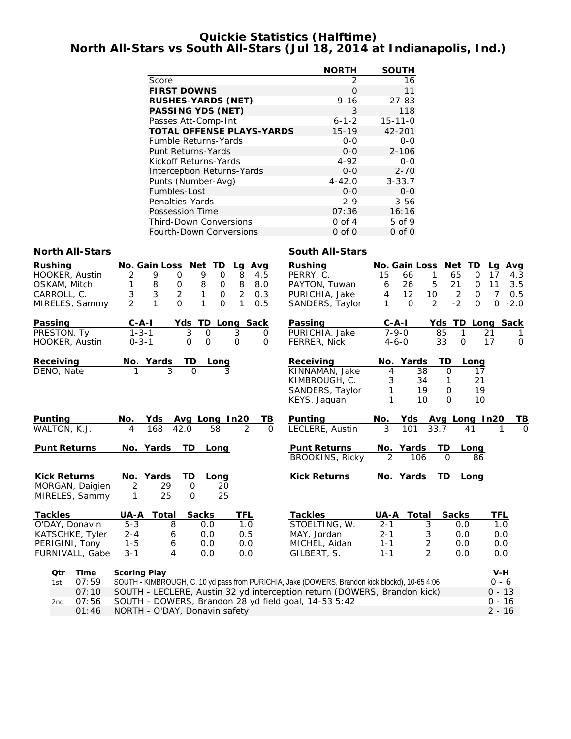# Quickie Statistics (Halftime)
## North All-Stars vs South All-Stars (Jul 18, 2014 at Indianapolis, Ind.)

| | NORTH | SOUTH |
|---|---|---|
| Score | 2 | 16 |
| **FIRST DOWNS** | 0 | 11 |
| **RUSHES-YARDS (NET)** | 9-16 | 27-83 |
| **PASSING YDS (NET)** | 3 | 118 |
| Passes Att-Comp-Int | 6-1-2 | 15-11-0 |
| **TOTAL OFFENSE PLAYS-YARDS** | 15-19 | 42-201 |
| Fumble Returns-Yards | 0-0 | 0-0 |
| Punt Returns-Yards | 0-0 | 2-106 |
| Kickoff Returns-Yards | 4-92 | 0-0 |
| Interception Returns-Yards | 0-0 | 2-70 |
| Punts (Number-Avg) | 4-42.0 | 3-33.7 |
| Fumbles-Lost | 0-0 | 0-0 |
| Penalties-Yards | 2-9 | 3-56 |
| Possession Time | 07:36 | 16:16 |
| Third-Down Conversions | 0 of 4 | 5 of 9 |
| Fourth-Down Conversions | 0 of 0 | 0 of 0 |

### North All-Stars

| Rushing | No. | Gain | Loss | Net | TD | Lg | Avg |
|---|---|---|---|---|---|---|---|
| HOOKER, Austin | 2 | 9 | 0 | 9 | 0 | 8 | 4.5 |
| OSKAM, Mitch | 1 | 8 | 0 | 8 | 0 | 8 | 8.0 |
| CARROLL, C. | 3 | 3 | 2 | 1 | 0 | 2 | 0.3 |
| MIRELES, Sammy | 2 | 1 | 0 | 1 | 0 | 1 | 0.5 |

| Passing | C-A-I | Yds | TD | Long | Sack |
|---|---|---|---|---|---|
| PRESTON, Ty | 1-3-1 | 3 | 0 | 3 | 0 |
| HOOKER, Austin | 0-3-1 | 0 | 0 | 0 | 0 |

| Receiving | No. | Yards | TD | Long |
|---|---|---|---|---|
| DENO, Nate | 1 | 3 | 0 | 3 |

| Punting | No. | Yds | Avg | Long | In20 | TB |
|---|---|---|---|---|---|---|
| WALTON, K.J. | 4 | 168 | 42.0 | 58 | 2 | 0 |

| Punt Returns | No. | Yards | TD | Long |
|---|---|---|---|---|

| Kick Returns | No. | Yards | TD | Long |
|---|---|---|---|---|
| MORGAN, Daigien | 2 | 29 | 0 | 20 |
| MIRELES, Sammy | 1 | 25 | 0 | 25 |

| Tackles | UA-A | Total | Sacks | TFL |
|---|---|---|---|---|
| O'DAY, Donavin | 5-3 | 8 | 0.0 | 1.0 |
| KATSCHKE, Tyler | 2-4 | 6 | 0.0 | 0.5 |
| PERIGINI, Tony | 1-5 | 6 | 0.0 | 0.0 |
| FURNIVALL, Gabe | 3-1 | 4 | 0.0 | 0.0 |

### South All-Stars

| Rushing | No. | Gain | Loss | Net | TD | Lg | Avg |
|---|---|---|---|---|---|---|---|
| PERRY, C. | 15 | 66 | 1 | 65 | 0 | 17 | 4.3 |
| PAYTON, Tuwan | 6 | 26 | 5 | 21 | 0 | 11 | 3.5 |
| PURICHIA, Jake | 4 | 12 | 10 | 2 | 0 | 7 | 0.5 |
| SANDERS, Taylor | 1 | 0 | 2 | -2 | 0 | 0 | -2.0 |

| Passing | C-A-I | Yds | TD | Long | Sack |
|---|---|---|---|---|---|
| PURICHIA, Jake | 7-9-0 | 85 | 1 | 21 | 1 |
| FERRER, Nick | 4-6-0 | 33 | 0 | 17 | 0 |

| Receiving | No. | Yards | TD | Long |
|---|---|---|---|---|
| KINNAMAN, Jake | 4 | 38 | 0 | 17 |
| KIMBROUGH, C. | 3 | 34 | 1 | 21 |
| SANDERS, Taylor | 1 | 19 | 0 | 19 |
| KEYS, Jaquan | 1 | 10 | 0 | 10 |

| Punting | No. | Yds | Avg | Long | In20 | TB |
|---|---|---|---|---|---|---|
| LECLERE, Austin | 3 | 101 | 33.7 | 41 | 1 | 0 |

| Punt Returns | No. | Yards | TD | Long |
|---|---|---|---|---|
| BROOKINS, Ricky | 2 | 106 | 0 | 86 |

| Kick Returns | No. | Yards | TD | Long |
|---|---|---|---|---|

| Tackles | UA-A | Total | Sacks | TFL |
|---|---|---|---|---|
| STOELTING, W. | 2-1 | 3 | 0.0 | 1.0 |
| MAY, Jordan | 2-1 | 3 | 0.0 | 0.0 |
| MICHEL, Aidan | 1-1 | 2 | 0.0 | 0.0 |
| GILBERT, S. | 1-1 | 2 | 0.0 | 0.0 |

| Qtr | Time | Scoring Play | V-H |
|---|---|---|---|
| 1st | 07:59 | SOUTH - KIMBROUGH, C. 10 yd pass from PURICHIA, Jake (DOWERS, Brandon kick blockd), 10-65 4:06 | 0 - 6 |
| | 07:10 | SOUTH - LECLERE, Austin 32 yd interception return (DOWERS, Brandon kick) | 0 - 13 |
| 2nd | 07:56 | SOUTH - DOWERS, Brandon 28 yd field goal, 14-53 5:42 | 0 - 16 |
| | 01:46 | NORTH - O'DAY, Donavin safety | 2 - 16 |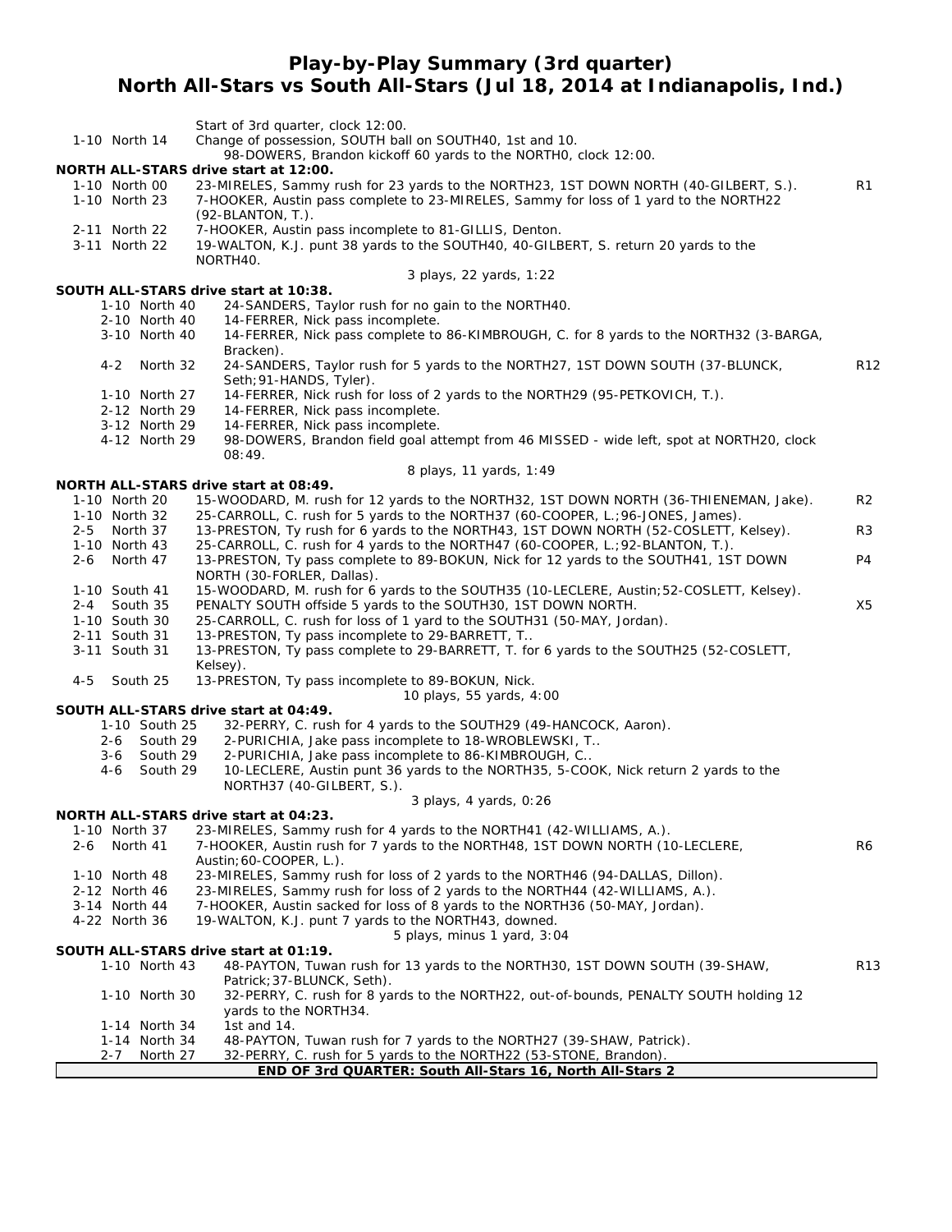# Play-by-Play Summary (3rd quarter)
## North All-Stars vs South All-Stars (Jul 18, 2014 at Indianapolis, Ind.)

| Down | Play | |
|---|---|---|
| | Start of 3rd quarter, clock 12:00. | |
| 1-10 North 14 | Change of possession, SOUTH ball on SOUTH40, 1st and 10. | |
| | 98-DOWERS, Brandon kickoff 60 yards to the NORTH0, clock 12:00. | |

**NORTH ALL-STARS drive start at 12:00.**

| Down | Play | |
|---|---|---|
| 1-10 North 00 | 23-MIRELES, Sammy rush for 23 yards to the NORTH23, 1ST DOWN NORTH (40-GILBERT, S.). | R1 |
| 1-10 North 23 | 7-HOOKER, Austin pass complete to 23-MIRELES, Sammy for loss of 1 yard to the NORTH22 (92-BLANTON, T.). | |
| 2-11 North 22 | 7-HOOKER, Austin pass incomplete to 81-GILLIS, Denton. | |
| 3-11 North 22 | 19-WALTON, K.J. punt 38 yards to the SOUTH40, 40-GILBERT, S. return 20 yards to the NORTH40. | |
| | 3 plays, 22 yards, 1:22 | |

**SOUTH ALL-STARS drive start at 10:38.**

| Down | Play | |
|---|---|---|
| 1-10 North 40 | 24-SANDERS, Taylor rush for no gain to the NORTH40. | |
| 2-10 North 40 | 14-FERRER, Nick pass incomplete. | |
| 3-10 North 40 | 14-FERRER, Nick pass complete to 86-KIMBROUGH, C. for 8 yards to the NORTH32 (3-BARGA, Bracken). | |
| 4-2 North 32 | 24-SANDERS, Taylor rush for 5 yards to the NORTH27, 1ST DOWN SOUTH (37-BLUNCK, Seth;91-HANDS, Tyler). | R12 |
| 1-10 North 27 | 14-FERRER, Nick rush for loss of 2 yards to the NORTH29 (95-PETKOVICH, T.). | |
| 2-12 North 29 | 14-FERRER, Nick pass incomplete. | |
| 3-12 North 29 | 14-FERRER, Nick pass incomplete. | |
| 4-12 North 29 | 98-DOWERS, Brandon field goal attempt from 46 MISSED - wide left, spot at NORTH20, clock 08:49. | |
| | 8 plays, 11 yards, 1:49 | |

**NORTH ALL-STARS drive start at 08:49.**

| Down | Play | |
|---|---|---|
| 1-10 North 20 | 15-WOODARD, M. rush for 12 yards to the NORTH32, 1ST DOWN NORTH (36-THIENEMAN, Jake). | R2 |
| 1-10 North 32 | 25-CARROLL, C. rush for 5 yards to the NORTH37 (60-COOPER, L.;96-JONES, James). | |
| 2-5 North 37 | 13-PRESTON, Ty rush for 6 yards to the NORTH43, 1ST DOWN NORTH (52-COSLETT, Kelsey). | R3 |
| 1-10 North 43 | 25-CARROLL, C. rush for 4 yards to the NORTH47 (60-COOPER, L.;92-BLANTON, T.). | |
| 2-6 North 47 | 13-PRESTON, Ty pass complete to 89-BOKUN, Nick for 12 yards to the SOUTH41, 1ST DOWN NORTH (30-FORLER, Dallas). | P4 |
| 1-10 South 41 | 15-WOODARD, M. rush for 6 yards to the SOUTH35 (10-LECLERE, Austin;52-COSLETT, Kelsey). | |
| 2-4 South 35 | PENALTY SOUTH offside 5 yards to the SOUTH30, 1ST DOWN NORTH. | X5 |
| 1-10 South 30 | 25-CARROLL, C. rush for loss of 1 yard to the SOUTH31 (50-MAY, Jordan). | |
| 2-11 South 31 | 13-PRESTON, Ty pass incomplete to 29-BARRETT, T.. | |
| 3-11 South 31 | 13-PRESTON, Ty pass complete to 29-BARRETT, T. for 6 yards to the SOUTH25 (52-COSLETT, Kelsey). | |
| 4-5 South 25 | 13-PRESTON, Ty pass incomplete to 89-BOKUN, Nick. | |
| | 10 plays, 55 yards, 4:00 | |

**SOUTH ALL-STARS drive start at 04:49.**

| Down | Play | |
|---|---|---|
| 1-10 South 25 | 32-PERRY, C. rush for 4 yards to the SOUTH29 (49-HANCOCK, Aaron). | |
| 2-6 South 29 | 2-PURICHIA, Jake pass incomplete to 18-WROBLEWSKI, T.. | |
| 3-6 South 29 | 2-PURICHIA, Jake pass incomplete to 86-KIMBROUGH, C.. | |
| 4-6 South 29 | 10-LECLERE, Austin punt 36 yards to the NORTH35, 5-COOK, Nick return 2 yards to the NORTH37 (40-GILBERT, S.). | |
| | 3 plays, 4 yards, 0:26 | |

**NORTH ALL-STARS drive start at 04:23.**

| Down | Play | |
|---|---|---|
| 1-10 North 37 | 23-MIRELES, Sammy rush for 4 yards to the NORTH41 (42-WILLIAMS, A.). | |
| 2-6 North 41 | 7-HOOKER, Austin rush for 7 yards to the NORTH48, 1ST DOWN NORTH (10-LECLERE, Austin;60-COOPER, L.). | R6 |
| 1-10 North 48 | 23-MIRELES, Sammy rush for loss of 2 yards to the NORTH46 (94-DALLAS, Dillon). | |
| 2-12 North 46 | 23-MIRELES, Sammy rush for loss of 2 yards to the NORTH44 (42-WILLIAMS, A.). | |
| 3-14 North 44 | 7-HOOKER, Austin sacked for loss of 8 yards to the NORTH36 (50-MAY, Jordan). | |
| 4-22 North 36 | 19-WALTON, K.J. punt 7 yards to the NORTH43, downed. | |
| | 5 plays, minus 1 yard, 3:04 | |

**SOUTH ALL-STARS drive start at 01:19.**

| Down | Play | |
|---|---|---|
| 1-10 North 43 | 48-PAYTON, Tuwan rush for 13 yards to the NORTH30, 1ST DOWN SOUTH (39-SHAW, Patrick;37-BLUNCK, Seth). | R13 |
| 1-10 North 30 | 32-PERRY, C. rush for 8 yards to the NORTH22, out-of-bounds, PENALTY SOUTH holding 12 yards to the NORTH34. | |
| 1-14 North 34 | 1st and 14. | |
| 1-14 North 34 | 48-PAYTON, Tuwan rush for 7 yards to the NORTH27 (39-SHAW, Patrick). | |
| 2-7 North 27 | 32-PERRY, C. rush for 5 yards to the NORTH22 (53-STONE, Brandon). | |

**END OF 3rd QUARTER: South All-Stars 16, North All-Stars 2**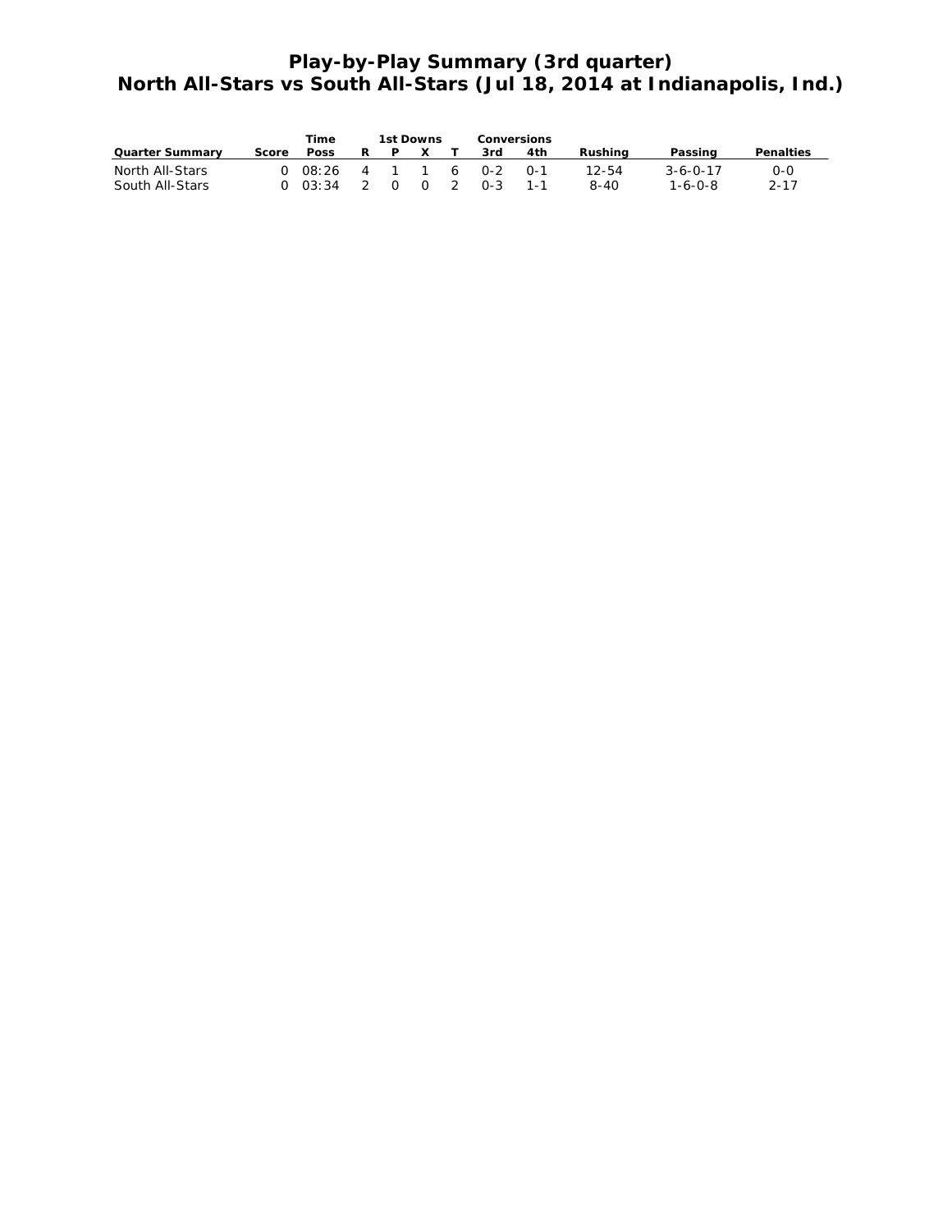# Play-by-Play Summary (3rd quarter)
# North All-Stars vs South All-Stars (Jul 18, 2014 at Indianapolis, Ind.)

| | | Time | 1st Downs | | | | Conversions | | | | |
|---|---|---|---|---|---|---|---|---|---|---|---|
| **Quarter Summary** | **Score** | **Poss** | **R** | **P** | **X** | **T** | **3rd** | **4th** | **Rushing** | **Passing** | **Penalties** |
| North All-Stars | 0 | 08:26 | 4 | 1 | 1 | 6 | 0-2 | 0-1 | 12-54 | 3-6-0-17 | 0-0 |
| South All-Stars | 0 | 03:34 | 2 | 0 | 0 | 2 | 0-3 | 1-1 | 8-40 | 1-6-0-8 | 2-17 |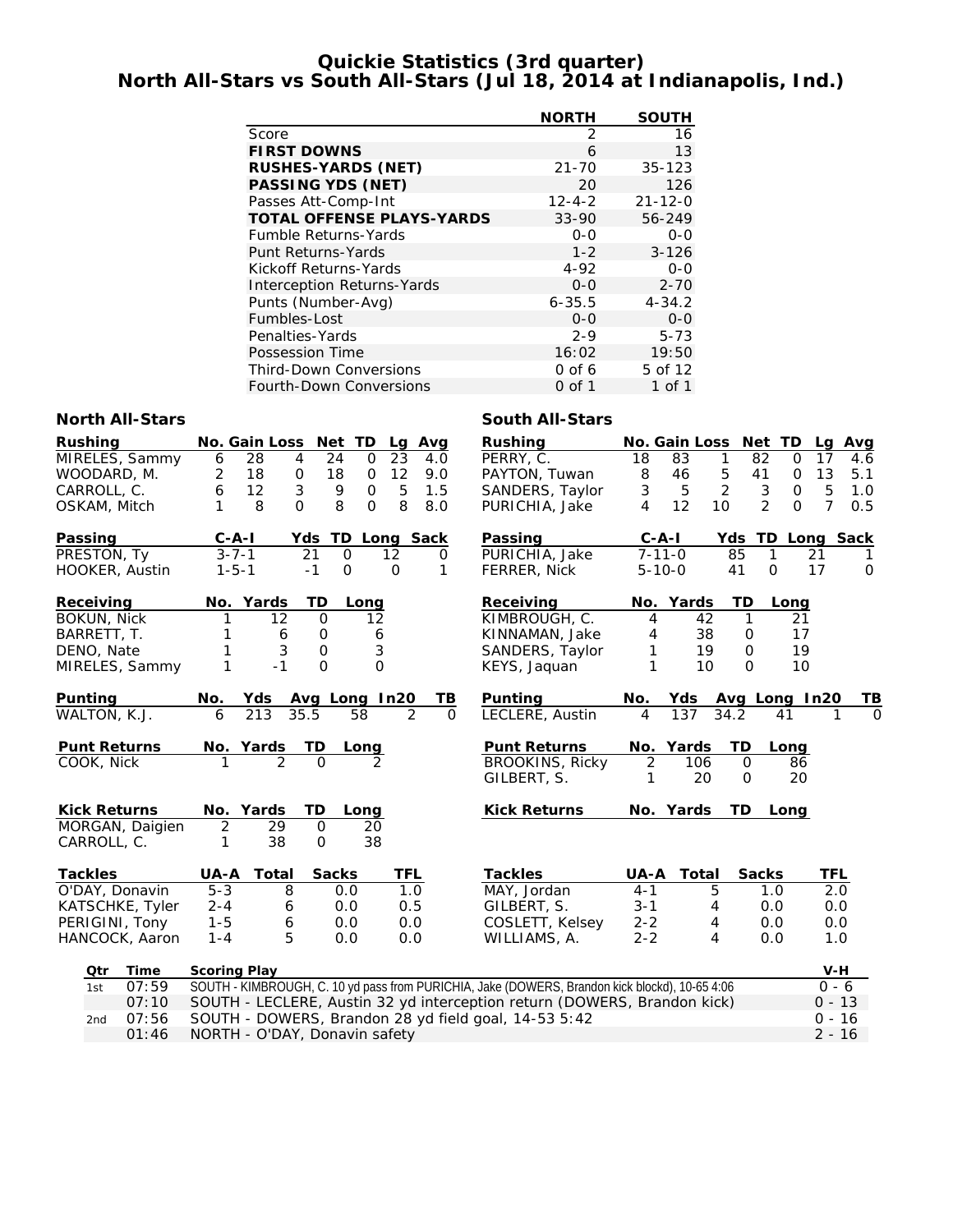# Quickie Statistics (3rd quarter)
## North All-Stars vs South All-Stars (Jul 18, 2014 at Indianapolis, Ind.)

| | NORTH | SOUTH |
|---|---|---|
| Score | 2 | 16 |
| **FIRST DOWNS** | 6 | 13 |
| **RUSHES-YARDS (NET)** | 21-70 | 35-123 |
| **PASSING YDS (NET)** | 20 | 126 |
| Passes Att-Comp-Int | 12-4-2 | 21-12-0 |
| **TOTAL OFFENSE PLAYS-YARDS** | 33-90 | 56-249 |
| Fumble Returns-Yards | 0-0 | 0-0 |
| Punt Returns-Yards | 1-2 | 3-126 |
| Kickoff Returns-Yards | 4-92 | 0-0 |
| Interception Returns-Yards | 0-0 | 2-70 |
| Punts (Number-Avg) | 6-35.5 | 4-34.2 |
| Fumbles-Lost | 0-0 | 0-0 |
| Penalties-Yards | 2-9 | 5-73 |
| Possession Time | 16:02 | 19:50 |
| Third-Down Conversions | 0 of 6 | 5 of 12 |
| Fourth-Down Conversions | 0 of 1 | 1 of 1 |

### North All-Stars

| Rushing | No. | Gain | Loss | Net | TD | Lg | Avg |
|---|---|---|---|---|---|---|---|
| MIRELES, Sammy | 6 | 28 | 4 | 24 | 0 | 23 | 4.0 |
| WOODARD, M. | 2 | 18 | 0 | 18 | 0 | 12 | 9.0 |
| CARROLL, C. | 6 | 12 | 3 | 9 | 0 | 5 | 1.5 |
| OSKAM, Mitch | 1 | 8 | 0 | 8 | 0 | 8 | 8.0 |

| Passing | C-A-I | Yds | TD | Long | Sack |
|---|---|---|---|---|---|
| PRESTON, Ty | 3-7-1 | 21 | 0 | 12 | 0 |
| HOOKER, Austin | 1-5-1 | -1 | 0 | 0 | 1 |

| Receiving | No. | Yards | TD | Long |
|---|---|---|---|---|
| BOKUN, Nick | 1 | 12 | 0 | 12 |
| BARRETT, T. | 1 | 6 | 0 | 6 |
| DENO, Nate | 1 | 3 | 0 | 3 |
| MIRELES, Sammy | 1 | -1 | 0 | 0 |

| Punting | No. | Yds | Avg | Long | In20 | TB |
|---|---|---|---|---|---|---|
| WALTON, K.J. | 6 | 213 | 35.5 | 58 | 2 | 0 |

| Punt Returns | No. | Yards | TD | Long |
|---|---|---|---|---|
| COOK, Nick | 1 | 2 | 0 | 2 |

| Kick Returns | No. | Yards | TD | Long |
|---|---|---|---|---|
| MORGAN, Daigien | 2 | 29 | 0 | 20 |
| CARROLL, C. | 1 | 38 | 0 | 38 |

| Tackles | UA-A | Total | Sacks | TFL |
|---|---|---|---|---|
| O'DAY, Donavin | 5-3 | 8 | 0.0 | 1.0 |
| KATSCHKE, Tyler | 2-4 | 6 | 0.0 | 0.5 |
| PERIGINI, Tony | 1-5 | 6 | 0.0 | 0.0 |
| HANCOCK, Aaron | 1-4 | 5 | 0.0 | 0.0 |

### South All-Stars

| Rushing | No. | Gain | Loss | Net | TD | Lg | Avg |
|---|---|---|---|---|---|---|---|
| PERRY, C. | 18 | 83 | 1 | 82 | 0 | 17 | 4.6 |
| PAYTON, Tuwan | 8 | 46 | 5 | 41 | 0 | 13 | 5.1 |
| SANDERS, Taylor | 3 | 5 | 2 | 3 | 0 | 5 | 1.0 |
| PURICHIA, Jake | 4 | 12 | 10 | 2 | 0 | 7 | 0.5 |

| Passing | C-A-I | Yds | TD | Long | Sack |
|---|---|---|---|---|---|
| PURICHIA, Jake | 7-11-0 | 85 | 1 | 21 | 1 |
| FERRER, Nick | 5-10-0 | 41 | 0 | 17 | 0 |

| Receiving | No. | Yards | TD | Long |
|---|---|---|---|---|
| KIMBROUGH, C. | 4 | 42 | 1 | 21 |
| KINNAMAN, Jake | 4 | 38 | 0 | 17 |
| SANDERS, Taylor | 1 | 19 | 0 | 19 |
| KEYS, Jaquan | 1 | 10 | 0 | 10 |

| Punting | No. | Yds | Avg | Long | In20 | TB |
|---|---|---|---|---|---|---|
| LECLERE, Austin | 4 | 137 | 34.2 | 41 | 1 | 0 |

| Punt Returns | No. | Yards | TD | Long |
|---|---|---|---|---|
| BROOKINS, Ricky | 2 | 106 | 0 | 86 |
| GILBERT, S. | 1 | 20 | 0 | 20 |

| Kick Returns | No. | Yards | TD | Long |
|---|---|---|---|---|

| Tackles | UA-A | Total | Sacks | TFL |
|---|---|---|---|---|
| MAY, Jordan | 4-1 | 5 | 1.0 | 2.0 |
| GILBERT, S. | 3-1 | 4 | 0.0 | 0.0 |
| COSLETT, Kelsey | 2-2 | 4 | 0.0 | 0.0 |
| WILLIAMS, A. | 2-2 | 4 | 0.0 | 1.0 |

| Qtr | Time | Scoring Play | V-H |
|---|---|---|---|
| 1st | 07:59 | SOUTH - KIMBROUGH, C. 10 yd pass from PURICHIA, Jake (DOWERS, Brandon kick blockd), 10-65 4:06 | 0 - 6 |
| | 07:10 | SOUTH - LECLERE, Austin 32 yd interception return (DOWERS, Brandon kick) | 0 - 13 |
| 2nd | 07:56 | SOUTH - DOWERS, Brandon 28 yd field goal, 14-53 5:42 | 0 - 16 |
| | 01:46 | NORTH - O'DAY, Donavin safety | 2 - 16 |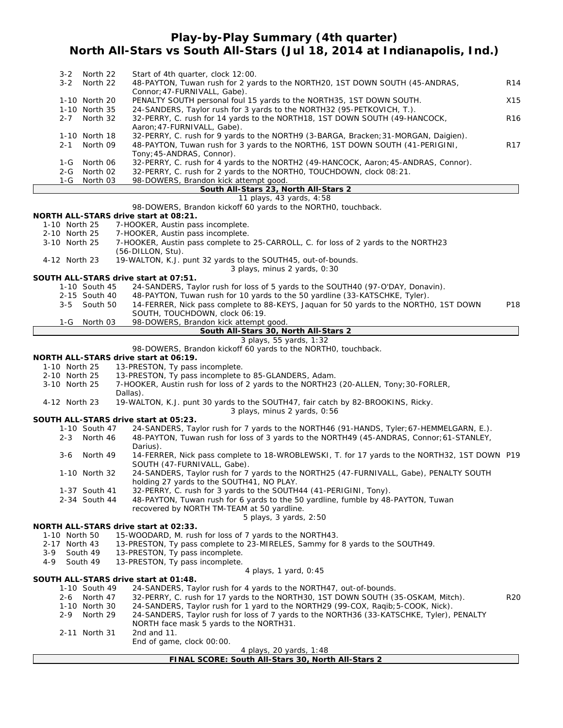# Play-by-Play Summary (4th quarter)
## North All-Stars vs South All-Stars (Jul 18, 2014 at Indianapolis, Ind.)

| Down | Spot | Play | |
|---|---|---|---|
| 3-2 | North 22 | Start of 4th quarter, clock 12:00. | |
| 3-2 | North 22 | 48-PAYTON, Tuwan rush for 2 yards to the NORTH20, 1ST DOWN SOUTH (45-ANDRAS, Connor;47-FURNIVALL, Gabe). | R14 |
| 1-10 | North 20 | PENALTY SOUTH personal foul 15 yards to the NORTH35, 1ST DOWN SOUTH. | X15 |
| 1-10 | North 35 | 24-SANDERS, Taylor rush for 3 yards to the NORTH32 (95-PETKOVICH, T.). | |
| 2-7 | North 32 | 32-PERRY, C. rush for 14 yards to the NORTH18, 1ST DOWN SOUTH (49-HANCOCK, Aaron;47-FURNIVALL, Gabe). | R16 |
| 1-10 | North 18 | 32-PERRY, C. rush for 9 yards to the NORTH9 (3-BARGA, Bracken;31-MORGAN, Daigien). | |
| 2-1 | North 09 | 48-PAYTON, Tuwan rush for 3 yards to the NORTH6, 1ST DOWN SOUTH (41-PERIGINI, Tony;45-ANDRAS, Connor). | R17 |
| 1-G | North 06 | 32-PERRY, C. rush for 4 yards to the NORTH2 (49-HANCOCK, Aaron;45-ANDRAS, Connor). | |
| 2-G | North 02 | 32-PERRY, C. rush for 2 yards to the NORTH0, TOUCHDOWN, clock 08:21. | |
| 1-G | North 03 | 98-DOWERS, Brandon kick attempt good. | |

**South All-Stars 23, North All-Stars 2**

11 plays, 43 yards, 4:58

98-DOWERS, Brandon kickoff 60 yards to the NORTH0, touchback.

**NORTH ALL-STARS drive start at 08:21.**

| Down | Spot | Play |
|---|---|---|
| 1-10 | North 25 | 7-HOOKER, Austin pass incomplete. |
| 2-10 | North 25 | 7-HOOKER, Austin pass incomplete. |
| 3-10 | North 25 | 7-HOOKER, Austin pass complete to 25-CARROLL, C. for loss of 2 yards to the NORTH23 (56-DILLON, Stu). |
| 4-12 | North 23 | 19-WALTON, K.J. punt 32 yards to the SOUTH45, out-of-bounds. |

3 plays, minus 2 yards, 0:30

**SOUTH ALL-STARS drive start at 07:51.**

| Down | Spot | Play | |
|---|---|---|---|
| 1-10 | South 45 | 24-SANDERS, Taylor rush for loss of 5 yards to the SOUTH40 (97-O'DAY, Donavin). | |
| 2-15 | South 40 | 48-PAYTON, Tuwan rush for 10 yards to the 50 yardline (33-KATSCHKE, Tyler). | |
| 3-5 | South 50 | 14-FERRER, Nick pass complete to 88-KEYS, Jaquan for 50 yards to the NORTH0, 1ST DOWN SOUTH, TOUCHDOWN, clock 06:19. | P18 |
| 1-G | North 03 | 98-DOWERS, Brandon kick attempt good. | |

**South All-Stars 30, North All-Stars 2**

3 plays, 55 yards, 1:32

98-DOWERS, Brandon kickoff 60 yards to the NORTH0, touchback.

**NORTH ALL-STARS drive start at 06:19.**

| Down | Spot | Play |
|---|---|---|
| 1-10 | North 25 | 13-PRESTON, Ty pass incomplete. |
| 2-10 | North 25 | 13-PRESTON, Ty pass incomplete to 85-GLANDERS, Adam. |
| 3-10 | North 25 | 7-HOOKER, Austin rush for loss of 2 yards to the NORTH23 (20-ALLEN, Tony;30-FORLER, Dallas). |
| 4-12 | North 23 | 19-WALTON, K.J. punt 30 yards to the SOUTH47, fair catch by 82-BROOKINS, Ricky. |

3 plays, minus 2 yards, 0:56

**SOUTH ALL-STARS drive start at 05:23.**

| Down | Spot | Play | |
|---|---|---|---|
| 1-10 | South 47 | 24-SANDERS, Taylor rush for 7 yards to the NORTH46 (91-HANDS, Tyler;67-HEMMELGARN, E.). | |
| 2-3 | North 46 | 48-PAYTON, Tuwan rush for loss of 3 yards to the NORTH49 (45-ANDRAS, Connor;61-STANLEY, Darius). | |
| 3-6 | North 49 | 14-FERRER, Nick pass complete to 18-WROBLEWSKI, T. for 17 yards to the NORTH32, 1ST DOWN SOUTH (47-FURNIVALL, Gabe). | P19 |
| 1-10 | North 32 | 24-SANDERS, Taylor rush for 7 yards to the NORTH25 (47-FURNIVALL, Gabe), PENALTY SOUTH holding 27 yards to the SOUTH41, NO PLAY. | |
| 1-37 | South 41 | 32-PERRY, C. rush for 3 yards to the SOUTH44 (41-PERIGINI, Tony). | |
| 2-34 | South 44 | 48-PAYTON, Tuwan rush for 6 yards to the 50 yardline, fumble by 48-PAYTON, Tuwan recovered by NORTH TM-TEAM at 50 yardline. | |

5 plays, 3 yards, 2:50

**NORTH ALL-STARS drive start at 02:33.**

| Down | Spot | Play |
|---|---|---|
| 1-10 | North 50 | 15-WOODARD, M. rush for loss of 7 yards to the NORTH43. |
| 2-17 | North 43 | 13-PRESTON, Ty pass complete to 23-MIRELES, Sammy for 8 yards to the SOUTH49. |
| 3-9 | South 49 | 13-PRESTON, Ty pass incomplete. |
| 4-9 | South 49 | 13-PRESTON, Ty pass incomplete. |

4 plays, 1 yard, 0:45

**SOUTH ALL-STARS drive start at 01:48.**

| Down | Spot | Play | |
|---|---|---|---|
| 1-10 | South 49 | 24-SANDERS, Taylor rush for 4 yards to the NORTH47, out-of-bounds. | |
| 2-6 | North 47 | 32-PERRY, C. rush for 17 yards to the NORTH30, 1ST DOWN SOUTH (35-OSKAM, Mitch). | R20 |
| 1-10 | North 30 | 24-SANDERS, Taylor rush for 1 yard to the NORTH29 (99-COX, Raqib;5-COOK, Nick). | |
| 2-9 | North 29 | 24-SANDERS, Taylor rush for loss of 7 yards to the NORTH36 (33-KATSCHKE, Tyler), PENALTY NORTH face mask 5 yards to the NORTH31. | |
| 2-11 | North 31 | 2nd and 11. | |
| | | End of game, clock 00:00. | |

4 plays, 20 yards, 1:48

**FINAL SCORE: South All-Stars 30, North All-Stars 2**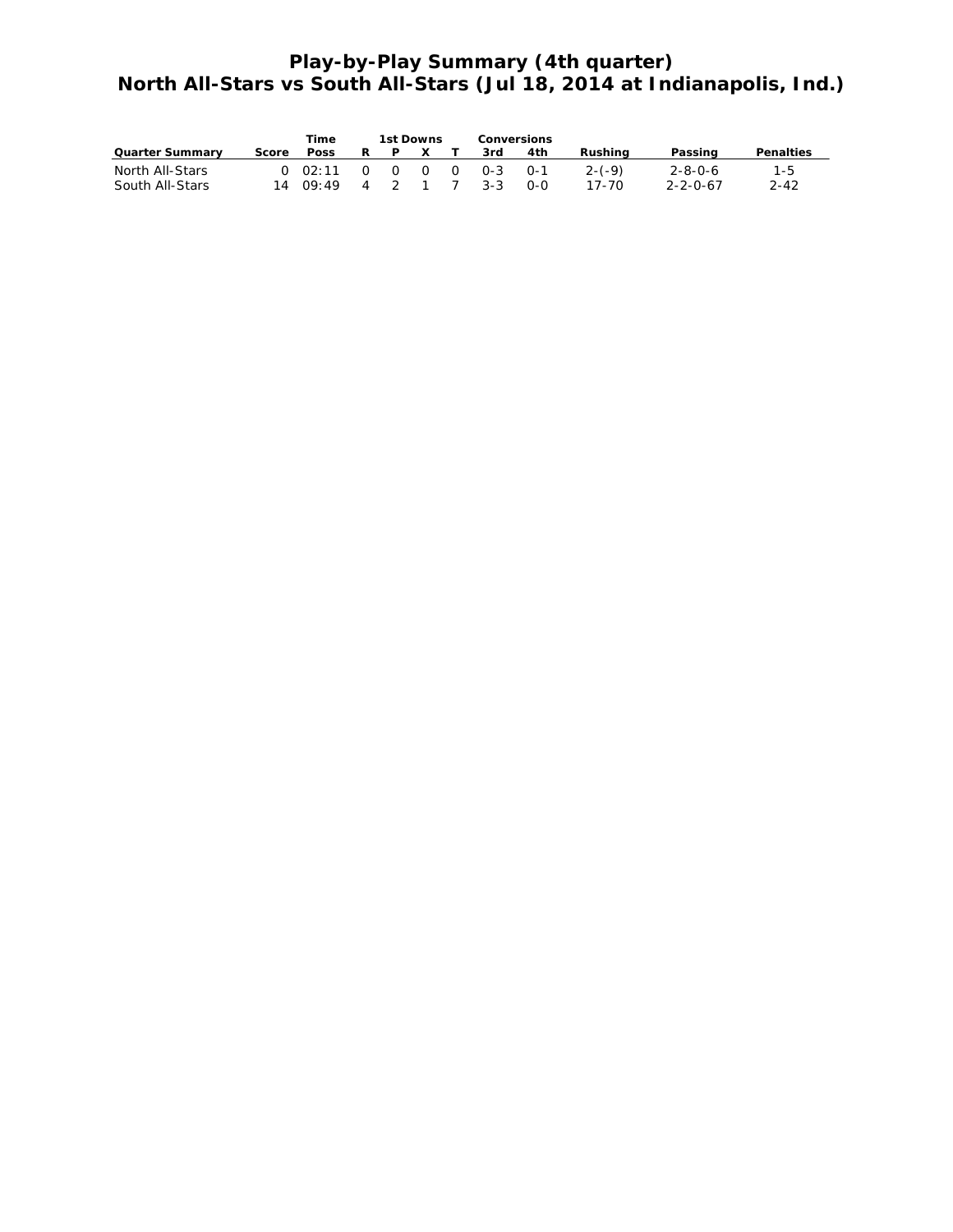# Play-by-Play Summary (4th quarter)
# North All-Stars vs South All-Stars (Jul 18, 2014 at Indianapolis, Ind.)

| Quarter Summary | Score | Time Poss | 1st Downs R | P | X | T | Conversions 3rd | 4th | Rushing | Passing | Penalties |
|---|---|---|---|---|---|---|---|---|---|---|---|
| North All-Stars | 0 | 02:11 | 0 | 0 | 0 | 0 | 0-3 | 0-1 | 2-(-9) | 2-8-0-6 | 1-5 |
| South All-Stars | 14 | 09:49 | 4 | 2 | 1 | 7 | 3-3 | 0-0 | 17-70 | 2-2-0-67 | 2-42 |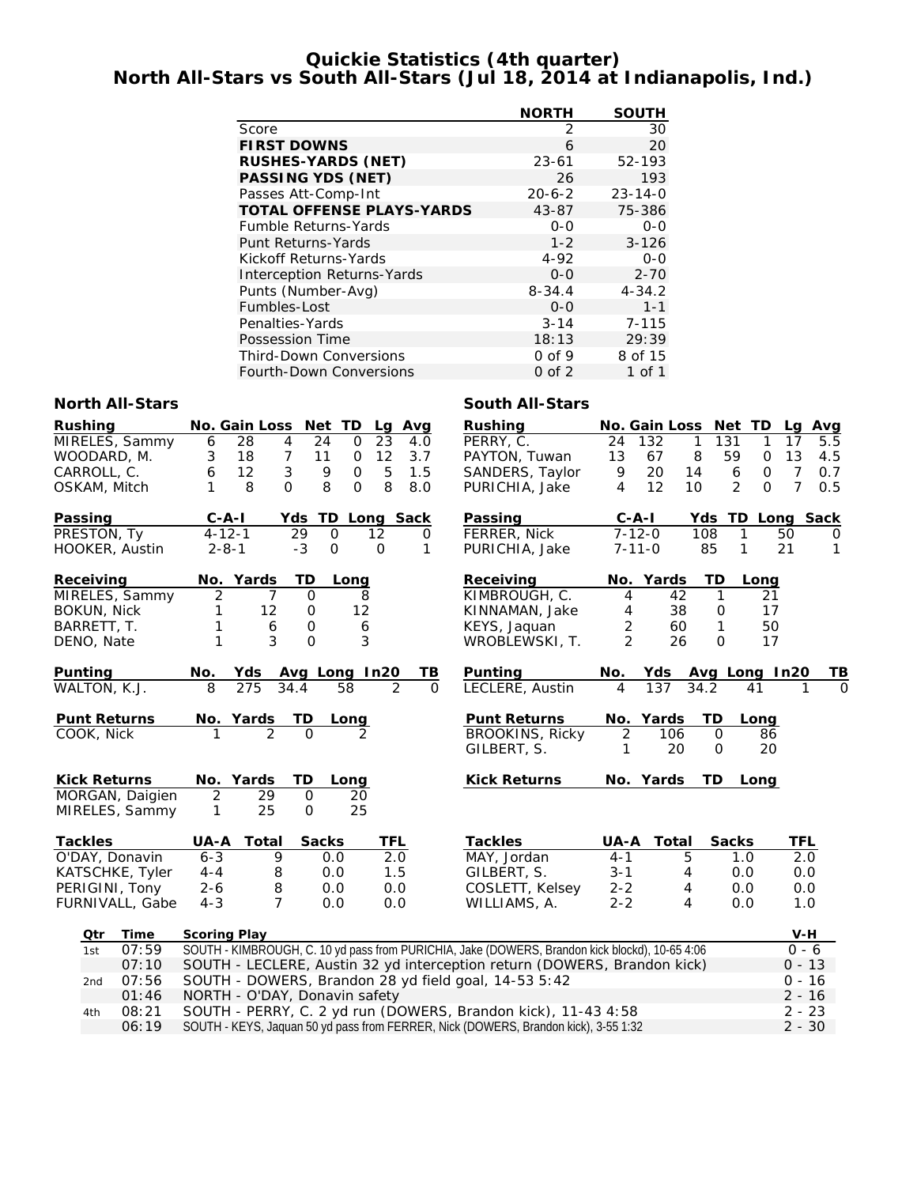# Quickie Statistics (4th quarter)
## North All-Stars vs South All-Stars (Jul 18, 2014 at Indianapolis, Ind.)

| | NORTH | SOUTH |
|---|---|---|
| Score | 2 | 30 |
| **FIRST DOWNS** | 6 | 20 |
| **RUSHES-YARDS (NET)** | 23-61 | 52-193 |
| **PASSING YDS (NET)** | 26 | 193 |
| Passes Att-Comp-Int | 20-6-2 | 23-14-0 |
| **TOTAL OFFENSE PLAYS-YARDS** | 43-87 | 75-386 |
| Fumble Returns-Yards | 0-0 | 0-0 |
| Punt Returns-Yards | 1-2 | 3-126 |
| Kickoff Returns-Yards | 4-92 | 0-0 |
| Interception Returns-Yards | 0-0 | 2-70 |
| Punts (Number-Avg) | 8-34.4 | 4-34.2 |
| Fumbles-Lost | 0-0 | 1-1 |
| Penalties-Yards | 3-14 | 7-115 |
| Possession Time | 18:13 | 29:39 |
| Third-Down Conversions | 0 of 9 | 8 of 15 |
| Fourth-Down Conversions | 0 of 2 | 1 of 1 |

### North All-Stars

| Rushing | No. | Gain | Loss | Net | TD | Lg | Avg |
|---|---|---|---|---|---|---|---|
| MIRELES, Sammy | 6 | 28 | 4 | 24 | 0 | 23 | 4.0 |
| WOODARD, M. | 3 | 18 | 7 | 11 | 0 | 12 | 3.7 |
| CARROLL, C. | 6 | 12 | 3 | 9 | 0 | 5 | 1.5 |
| OSKAM, Mitch | 1 | 8 | 0 | 8 | 0 | 8 | 8.0 |

| Passing | C-A-I | Yds | TD | Long | Sack |
|---|---|---|---|---|---|
| PRESTON, Ty | 4-12-1 | 29 | 0 | 12 | 0 |
| HOOKER, Austin | 2-8-1 | -3 | 0 | 0 | 1 |

| Receiving | No. | Yards | TD | Long |
|---|---|---|---|---|
| MIRELES, Sammy | 2 | 7 | 0 | 8 |
| BOKUN, Nick | 1 | 12 | 0 | 12 |
| BARRETT, T. | 1 | 6 | 0 | 6 |
| DENO, Nate | 1 | 3 | 0 | 3 |

| Punting | No. | Yds | Avg | Long | In20 | TB |
|---|---|---|---|---|---|---|
| WALTON, K.J. | 8 | 275 | 34.4 | 58 | 2 | 0 |

| Punt Returns | No. | Yards | TD | Long |
|---|---|---|---|---|
| COOK, Nick | 1 | 2 | 0 | 2 |

| Kick Returns | No. | Yards | TD | Long |
|---|---|---|---|---|
| MORGAN, Daigien | 2 | 29 | 0 | 20 |
| MIRELES, Sammy | 1 | 25 | 0 | 25 |

| Tackles | UA-A | Total | Sacks | TFL |
|---|---|---|---|---|
| O'DAY, Donavin | 6-3 | 9 | 0.0 | 2.0 |
| KATSCHKE, Tyler | 4-4 | 8 | 0.0 | 1.5 |
| PERIGINI, Tony | 2-6 | 8 | 0.0 | 0.0 |
| FURNIVALL, Gabe | 4-3 | 7 | 0.0 | 0.0 |

### South All-Stars

| Rushing | No. | Gain | Loss | Net | TD | Lg | Avg |
|---|---|---|---|---|---|---|---|
| PERRY, C. | 24 | 132 | 1 | 131 | 1 | 17 | 5.5 |
| PAYTON, Tuwan | 13 | 67 | 8 | 59 | 0 | 13 | 4.5 |
| SANDERS, Taylor | 9 | 20 | 14 | 6 | 0 | 7 | 0.7 |
| PURICHIA, Jake | 4 | 12 | 10 | 2 | 0 | 7 | 0.5 |

| Passing | C-A-I | Yds | TD | Long | Sack |
|---|---|---|---|---|---|
| FERRER, Nick | 7-12-0 | 108 | 1 | 50 | 0 |
| PURICHIA, Jake | 7-11-0 | 85 | 1 | 21 | 1 |

| Receiving | No. | Yards | TD | Long |
|---|---|---|---|---|
| KIMBROUGH, C. | 4 | 42 | 1 | 21 |
| KINNAMAN, Jake | 4 | 38 | 0 | 17 |
| KEYS, Jaquan | 2 | 60 | 1 | 50 |
| WROBLEWSKI, T. | 2 | 26 | 0 | 17 |

| Punting | No. | Yds | Avg | Long | In20 | TB |
|---|---|---|---|---|---|---|
| LECLERE, Austin | 4 | 137 | 34.2 | 41 | 1 | 0 |

| Punt Returns | No. | Yards | TD | Long |
|---|---|---|---|---|
| BROOKINS, Ricky | 2 | 106 | 0 | 86 |
| GILBERT, S. | 1 | 20 | 0 | 20 |

| Kick Returns | No. | Yards | TD | Long |
|---|---|---|---|---|

| Tackles | UA-A | Total | Sacks | TFL |
|---|---|---|---|---|
| MAY, Jordan | 4-1 | 5 | 1.0 | 2.0 |
| GILBERT, S. | 3-1 | 4 | 0.0 | 0.0 |
| COSLETT, Kelsey | 2-2 | 4 | 0.0 | 0.0 |
| WILLIAMS, A. | 2-2 | 4 | 0.0 | 1.0 |

### Scoring Summary

| Qtr | Time | Scoring Play | V-H |
|---|---|---|---|
| 1st | 07:59 | SOUTH - KIMBROUGH, C. 10 yd pass from PURICHIA, Jake (DOWERS, Brandon kick blockd), 10-65 4:06 | 0 - 6 |
| | 07:10 | SOUTH - LECLERE, Austin 32 yd interception return (DOWERS, Brandon kick) | 0 - 13 |
| 2nd | 07:56 | SOUTH - DOWERS, Brandon 28 yd field goal, 14-53 5:42 | 0 - 16 |
| | 01:46 | NORTH - O'DAY, Donavin safety | 2 - 16 |
| 4th | 08:21 | SOUTH - PERRY, C. 2 yd run (DOWERS, Brandon kick), 11-43 4:58 | 2 - 23 |
| | 06:19 | SOUTH - KEYS, Jaquan 50 yd pass from FERRER, Nick (DOWERS, Brandon kick), 3-55 1:32 | 2 - 30 |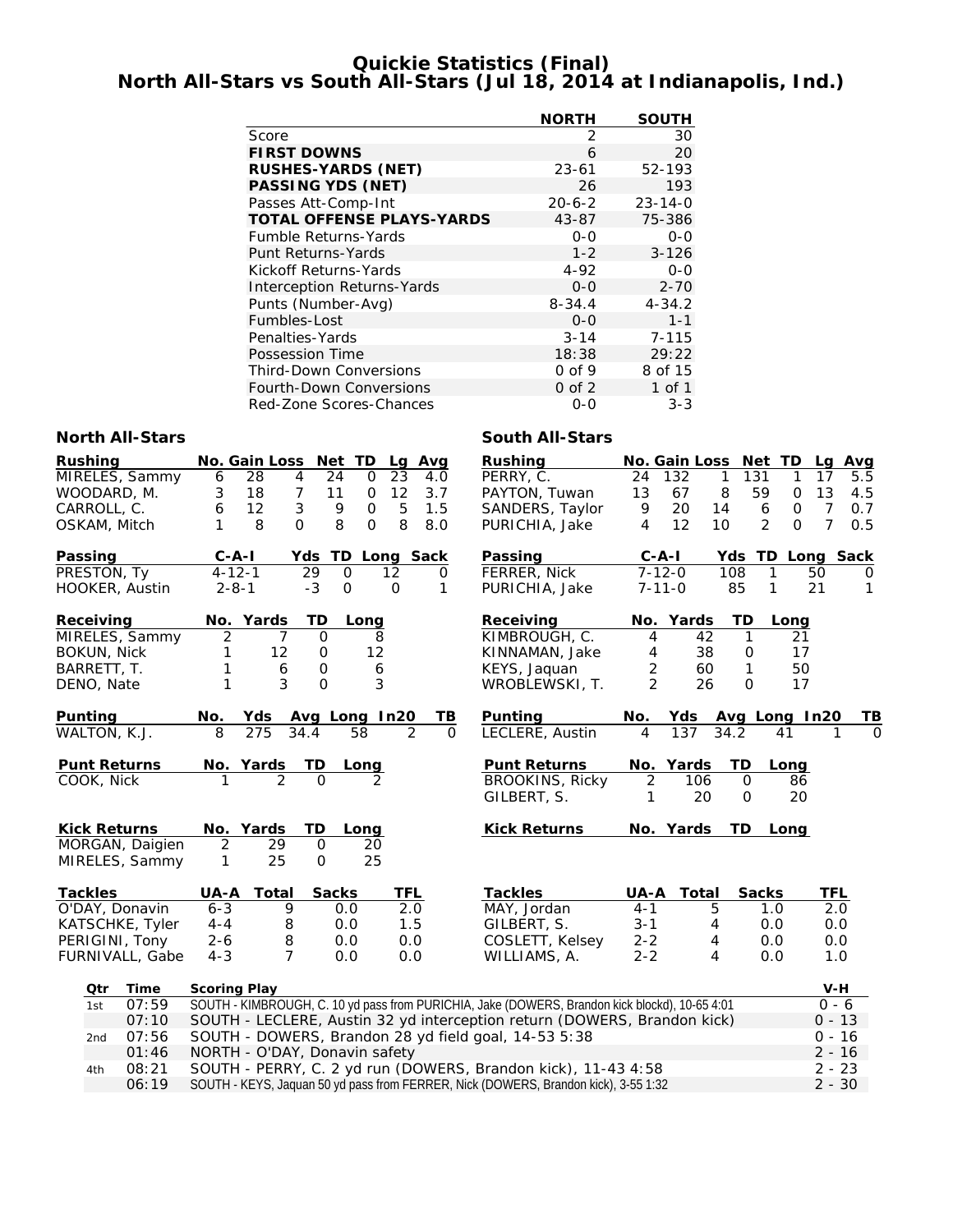# Quickie Statistics (Final)
## North All-Stars vs South All-Stars (Jul 18, 2014 at Indianapolis, Ind.)

| | NORTH | SOUTH |
|---|---|---|
| Score | 2 | 30 |
| **FIRST DOWNS** | 6 | 20 |
| **RUSHES-YARDS (NET)** | 23-61 | 52-193 |
| **PASSING YDS (NET)** | 26 | 193 |
| Passes Att-Comp-Int | 20-6-2 | 23-14-0 |
| **TOTAL OFFENSE PLAYS-YARDS** | 43-87 | 75-386 |
| Fumble Returns-Yards | 0-0 | 0-0 |
| Punt Returns-Yards | 1-2 | 3-126 |
| Kickoff Returns-Yards | 4-92 | 0-0 |
| Interception Returns-Yards | 0-0 | 2-70 |
| Punts (Number-Avg) | 8-34.4 | 4-34.2 |
| Fumbles-Lost | 0-0 | 1-1 |
| Penalties-Yards | 3-14 | 7-115 |
| Possession Time | 18:38 | 29:22 |
| Third-Down Conversions | 0 of 9 | 8 of 15 |
| Fourth-Down Conversions | 0 of 2 | 1 of 1 |
| Red-Zone Scores-Chances | 0-0 | 3-3 |

### North All-Stars

| Rushing | No. | Gain | Loss | Net | TD | Lg | Avg |
|---|---|---|---|---|---|---|---|
| MIRELES, Sammy | 6 | 28 | 4 | 24 | 0 | 23 | 4.0 |
| WOODARD, M. | 3 | 18 | 7 | 11 | 0 | 12 | 3.7 |
| CARROLL, C. | 6 | 12 | 3 | 9 | 0 | 5 | 1.5 |
| OSKAM, Mitch | 1 | 8 | 0 | 8 | 0 | 8 | 8.0 |

| Passing | C-A-I | Yds | TD | Long | Sack |
|---|---|---|---|---|---|
| PRESTON, Ty | 4-12-1 | 29 | 0 | 12 | 0 |
| HOOKER, Austin | 2-8-1 | -3 | 0 | 0 | 1 |

| Receiving | No. | Yards | TD | Long |
|---|---|---|---|---|
| MIRELES, Sammy | 2 | 7 | 0 | 8 |
| BOKUN, Nick | 1 | 12 | 0 | 12 |
| BARRETT, T. | 1 | 6 | 0 | 6 |
| DENO, Nate | 1 | 3 | 0 | 3 |

| Punting | No. | Yds | Avg | Long | In20 | TB |
|---|---|---|---|---|---|---|
| WALTON, K.J. | 8 | 275 | 34.4 | 58 | 2 | 0 |

| Punt Returns | No. | Yards | TD | Long |
|---|---|---|---|---|
| COOK, Nick | 1 | 2 | 0 | 2 |

| Kick Returns | No. | Yards | TD | Long |
|---|---|---|---|---|
| MORGAN, Daigien | 2 | 29 | 0 | 20 |
| MIRELES, Sammy | 1 | 25 | 0 | 25 |

| Tackles | UA-A | Total | Sacks | TFL |
|---|---|---|---|---|
| O'DAY, Donavin | 6-3 | 9 | 0.0 | 2.0 |
| KATSCHKE, Tyler | 4-4 | 8 | 0.0 | 1.5 |
| PERIGINI, Tony | 2-6 | 8 | 0.0 | 0.0 |
| FURNIVALL, Gabe | 4-3 | 7 | 0.0 | 0.0 |

### South All-Stars

| Rushing | No. | Gain | Loss | Net | TD | Lg | Avg |
|---|---|---|---|---|---|---|---|
| PERRY, C. | 24 | 132 | 1 | 131 | 1 | 17 | 5.5 |
| PAYTON, Tuwan | 13 | 67 | 8 | 59 | 0 | 13 | 4.5 |
| SANDERS, Taylor | 9 | 20 | 14 | 6 | 0 | 7 | 0.7 |
| PURICHIA, Jake | 4 | 12 | 10 | 2 | 0 | 7 | 0.5 |

| Passing | C-A-I | Yds | TD | Long | Sack |
|---|---|---|---|---|---|
| FERRER, Nick | 7-12-0 | 108 | 1 | 50 | 0 |
| PURICHIA, Jake | 7-11-0 | 85 | 1 | 21 | 1 |

| Receiving | No. | Yards | TD | Long |
|---|---|---|---|---|
| KIMBROUGH, C. | 4 | 42 | 1 | 21 |
| KINNAMAN, Jake | 4 | 38 | 0 | 17 |
| KEYS, Jaquan | 2 | 60 | 1 | 50 |
| WROBLEWSKI, T. | 2 | 26 | 0 | 17 |

| Punting | No. | Yds | Avg | Long | In20 | TB |
|---|---|---|---|---|---|---|
| LECLERE, Austin | 4 | 137 | 34.2 | 41 | 1 | 0 |

| Punt Returns | No. | Yards | TD | Long |
|---|---|---|---|---|
| BROOKINS, Ricky | 2 | 106 | 0 | 86 |
| GILBERT, S. | 1 | 20 | 0 | 20 |

| Kick Returns | No. | Yards | TD | Long |
|---|---|---|---|---|

| Tackles | UA-A | Total | Sacks | TFL |
|---|---|---|---|---|
| MAY, Jordan | 4-1 | 5 | 1.0 | 2.0 |
| GILBERT, S. | 3-1 | 4 | 0.0 | 0.0 |
| COSLETT, Kelsey | 2-2 | 4 | 0.0 | 0.0 |
| WILLIAMS, A. | 2-2 | 4 | 0.0 | 1.0 |

### Scoring Summary

| Qtr | Time | Scoring Play | V-H |
|---|---|---|---|
| 1st | 07:59 | SOUTH - KIMBROUGH, C. 10 yd pass from PURICHIA, Jake (DOWERS, Brandon kick blockd), 10-65 4:01 | 0 - 6 |
| | 07:10 | SOUTH - LECLERE, Austin 32 yd interception return (DOWERS, Brandon kick) | 0 - 13 |
| 2nd | 07:56 | SOUTH - DOWERS, Brandon 28 yd field goal, 14-53 5:38 | 0 - 16 |
| | 01:46 | NORTH - O'DAY, Donavin safety | 2 - 16 |
| 4th | 08:21 | SOUTH - PERRY, C. 2 yd run (DOWERS, Brandon kick), 11-43 4:58 | 2 - 23 |
| | 06:19 | SOUTH - KEYS, Jaquan 50 yd pass from FERRER, Nick (DOWERS, Brandon kick), 3-55 1:32 | 2 - 30 |